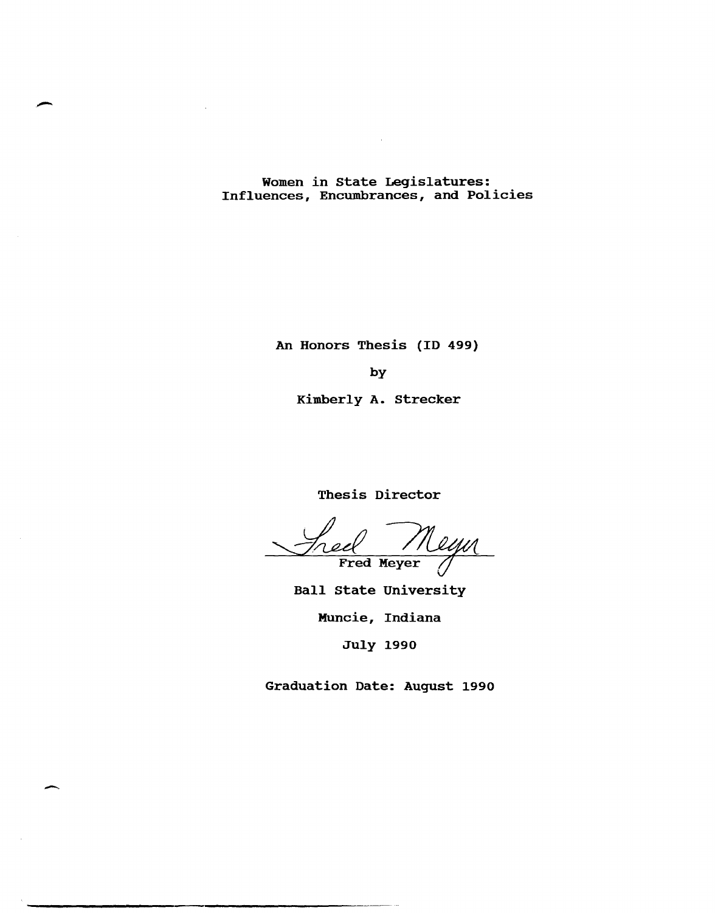# Women in State Legislatures: Influences, Encumbrances, and Policies

An Honors Thesis (ID 499)

by

Kimberly A. Strecker

Thesis Director

Fred Meyer

Ball State University

Muncie, Indiana

July 1990

Graduation Date: August 1990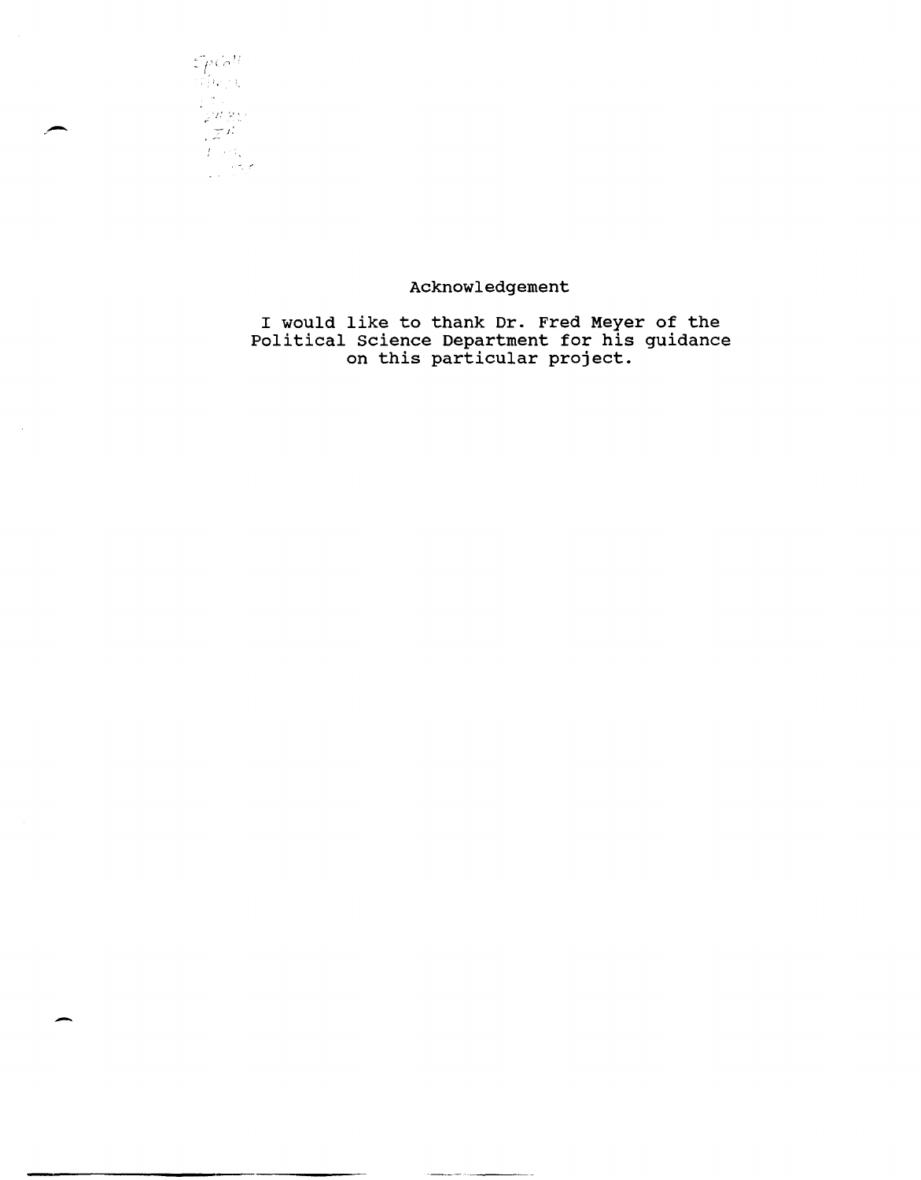# Acknowledgement

I would like to thank Dr. Fred Meyer of the Political Science Department for his guidance on this particular project.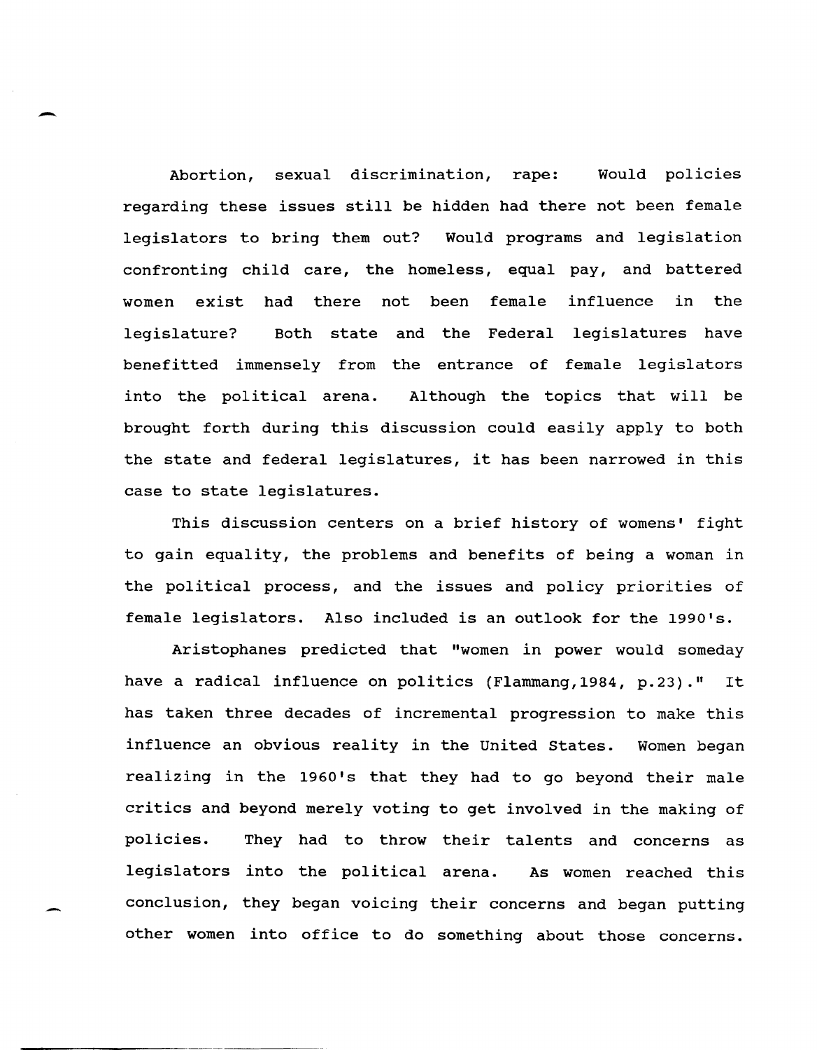Abortion, sexual discrimination, rape: Would policies regarding these issues still be hidden had there not been female legislators to bring them out? Would programs and legislation confronting child care, the homeless, equal pay, and battered women exist had there not been female influence in the legislature? Both state and the Federal legislatures have benefitted immensely from the entrance of female legislators into the political arena. Although the topics that will be brought forth during this discussion could easily apply to both the state and federal legislatures, it has been narrowed in this case to state legislatures.

This discussion centers on a brief history of womens' fight to gain equality, the problems and benefits of being a woman in the political process, and the issues and policy priorities of female legislators. Also included is an outlook for the 1990's.

Aristophanes predicted that "women in power would someday have a radical influence on politics (Flammang,1984, p.23)." It has taken three decades of incremental progression to make this influence an obvious reality in the United States. Women began realizing in the 1960's that they had to go beyond their male critics and beyond merely voting to get involved in the making of policies. They had to throw their talents and concerns as legislators into the political arena. As women reached this conclusion, they began voicing their concerns and began putting other women into office to do something about those concerns.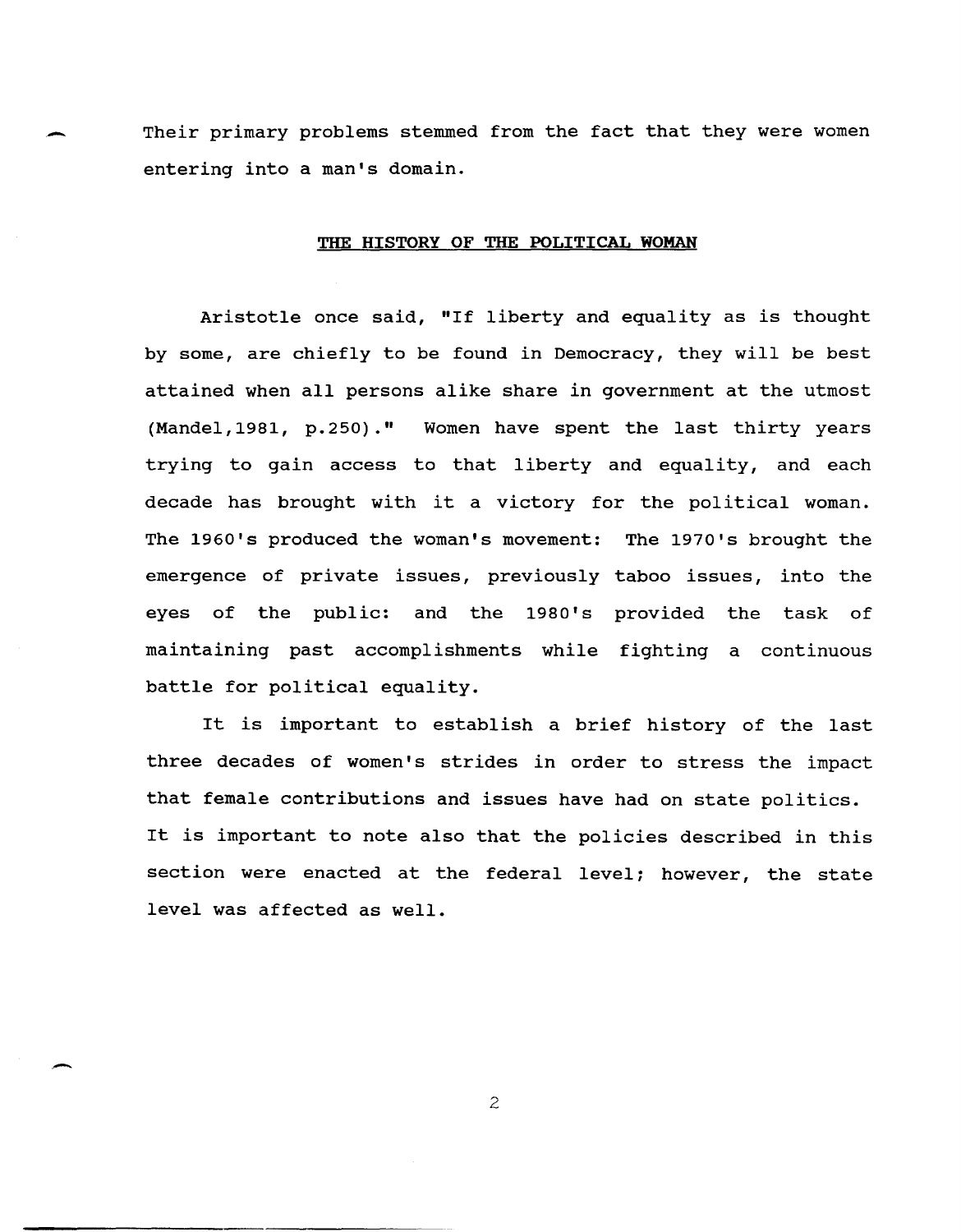Their primary problems stemmed from the fact that they were women entering into a man's domain.

## THE HISTORY OF THE POLITICAL WOMAN

Aristotle once said, "If liberty and equality as is thought by some, are chiefly to be found in Democracy, they will be best attained when all persons alike share in government at the utmost (Mandel,1981, p.250)." Women have spent the last thirty years trying to gain access to that liberty and equality, and each decade has brought with it a victory for the political woman. The 1960's produced the woman's movement: The 1970's brought the emergence of private issues, previously taboo issues, into the eyes of the public: and the 1980's provided the task of maintaining past accomplishments while fighting a continuous battle for political equality.

It is important to establish a brief history of the last three decades of women's strides in order to stress the impact that female contributions and issues have had on state politics. It is important to note also that the policies described in this section were enacted at the federal level; however, the state level was affected as well.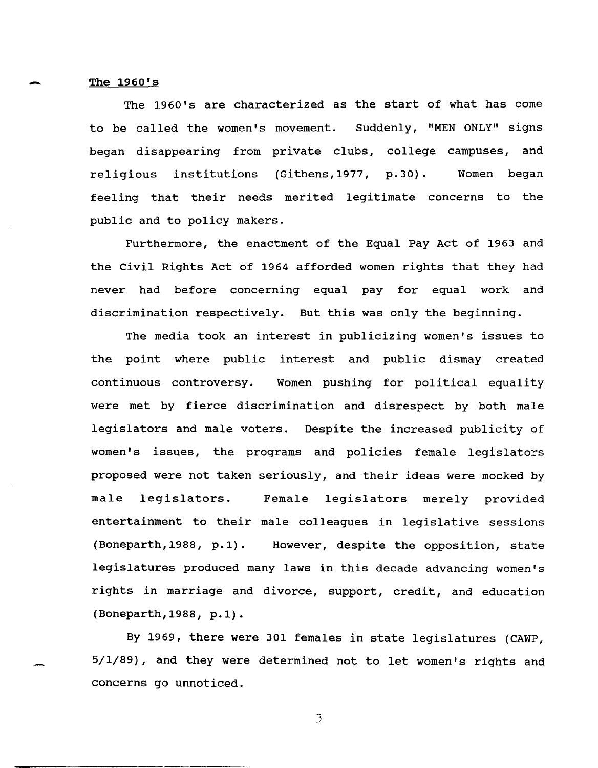## The 1960's

The 1960's are characterized as the start of what has come to be called the women's movement. Suddenly, "MEN ONLY" signs began disappearing from private clubs, college campuses, and religious institutions (Githens,1977, p.30). Women began feeling that their needs merited legitimate concerns to the public and to policy makers.

Furthermore, the enactment of the Equal Pay Act of 1963 and the Civil Rights Act of 1964 afforded women rights that they had never had before concerning equal pay for equal work and discrimination respectively. But this was only the beginning.

The media took an interest in publicizing women's issues to the point where public interest and public dismay created continuous controversy. Women pushing for political equality were met by fierce discrimination and disrespect by both male legislators and male voters. Despite the increased publicity of women's issues, the programs and policies female legislators proposed were not taken seriously, and their ideas were mocked by male legislators. Female legislators merely provided entertainment to their male colleagues in legislative sessions (Boneparth,1988, p.1). However, despite the opposition, state legislatures produced many laws in this decade advancing women's rights in marriage and divorce, support, credit, and education (Boneparth,1988, p.1).

By 1969, there were 301 females in state legislatures (CAWP, 5/1/89), and they were determined not to let women's rights and concerns go unnoticed.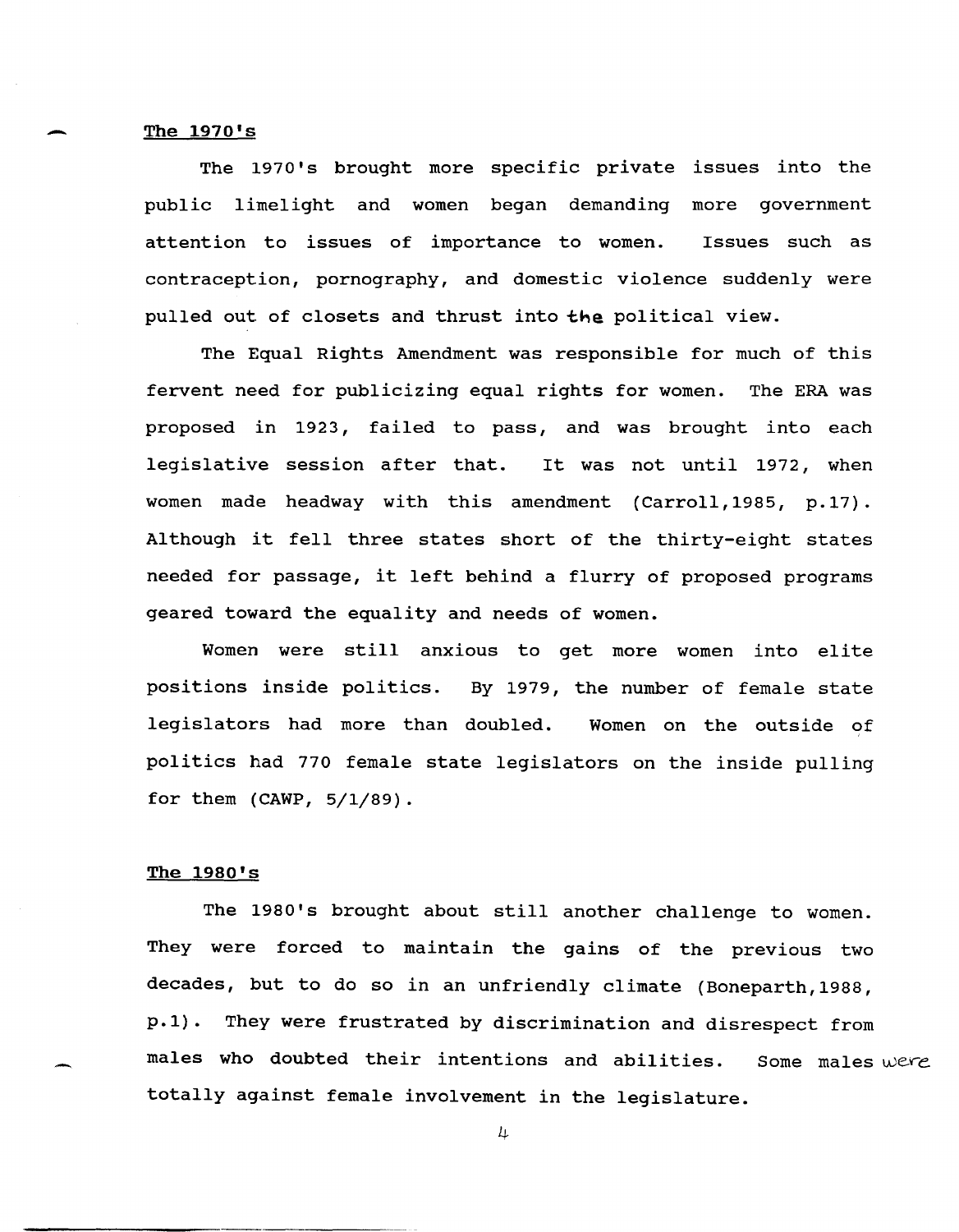## The 1970's

The 1970's brought more specific private issues into the public limelight and women began demanding more government attention to issues of importance to women. Issues such as contraception, pornography, and domestic violence suddenly were pulled out of closets and thrust into the political view.

The Equal Rights Amendment was responsible for much of this fervent need for publicizing equal rights for women. The ERA was proposed in 1923, failed to pass, and was brought into each legislative session after that. It was not until 1972, when women made headway with this amendment (Carroll,1985, p.17). Although it fell three states short of the thirty-eight states needed for passage, it left behind a flurry of proposed programs geared toward the equality and needs of women.

Women were still anxious to get more women into elite positions inside politics. By 1979, the number of female state legislators had more than doubled. Women on the outside of politics had 770 female state legislators on the inside pulling for them (CAWP, 5/1/89).

## The 1980's

The 1980's brought about still another challenge to women. They were forced to maintain the gains of the previous two decades, but to do so in an unfriendly climate (Boneparth,1988, p.1). They were frustrated by discrimination and disrespect from males who doubted their intentions and abilities. Some males were totally against female involvement in the legislature.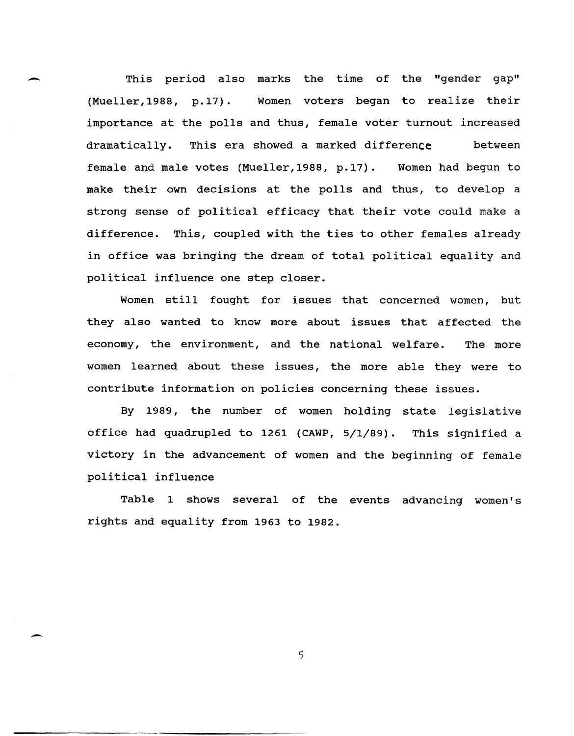This period also marks the time of the "gender gap" (Mueller,1988, p.17). Women voters began to realize their importance at the polls and thus, female voter turnout increased dramatically. This era showed a marked difference between female and male votes (Mueller,1988, p.17). Women had begun to make their own decisions at the polls and thus, to develop a strong sense of political efficacy that their vote could make a difference. This, coupled with the ties to other females already in office was bringing the dream of total political equality and political influence one step closer.

Women still fought for issues that concerned women, but they also wanted to know more about issues that affected the economy, the environment, and the national welfare. The more women learned about these issues, the more able they were to contribute information on policies concerning these issues.

By 1989, the number of women holding state legislative office had quadrupled to 1261 (CAWP, 5/1/89). This signified a victory in the advancement of women and the beginning of female political influence

Table 1 shows several of the events advancing women's rights and equality from 1963 to 1982.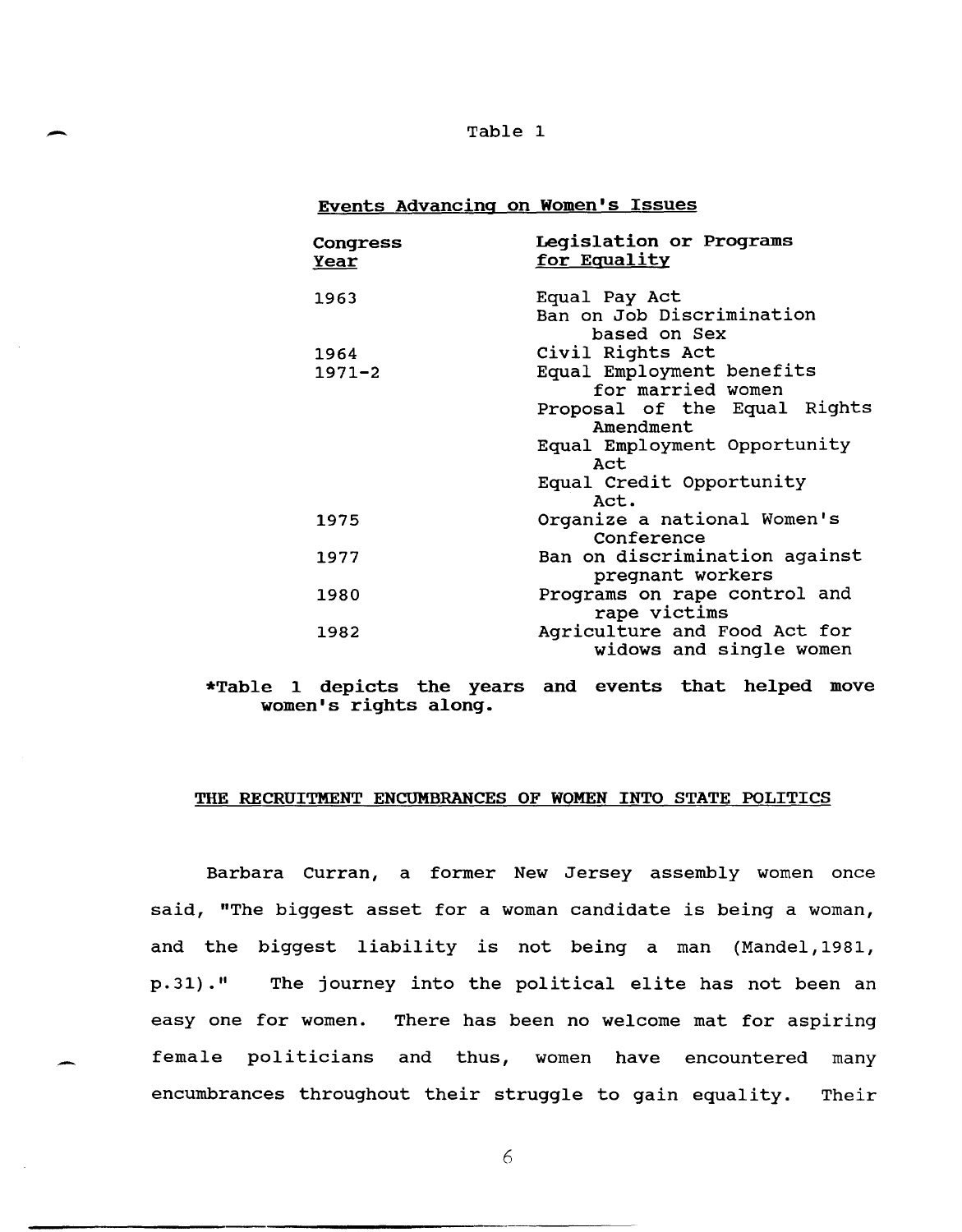Table 1

**Events Advancing on Women's Issues**

| Congress Year | Legislation or Programs for Equality |
| --- | --- |
| 1963 | Equal Pay Act<br>Ban on Job Discrimination based on Sex |
| 1964 | Civil Rights Act |
| 1971-2 | Equal Employment benefits for married women<br>Proposal of the Equal Rights Amendment<br>Equal Employment Opportunity Act<br>Equal Credit Opportunity Act. |
| 1975 | Organize a national Women's Conference |
| 1977 | Ban on discrimination against pregnant workers |
| 1980 | Programs on rape control and rape victims |
| 1982 | Agriculture and Food Act for widows and single women |

**\*Table 1 depicts the years and events that helped move women's rights along.**

## THE RECRUITMENT ENCUMBRANCES OF WOMEN INTO STATE POLITICS

Barbara Curran, a former New Jersey assembly women once said, "The biggest asset for a woman candidate is being a woman, and the biggest liability is not being a man (Mandel,1981, p.31)." The journey into the political elite has not been an easy one for women. There has been no welcome mat for aspiring female politicians and thus, women have encountered many encumbrances throughout their struggle to gain equality. Their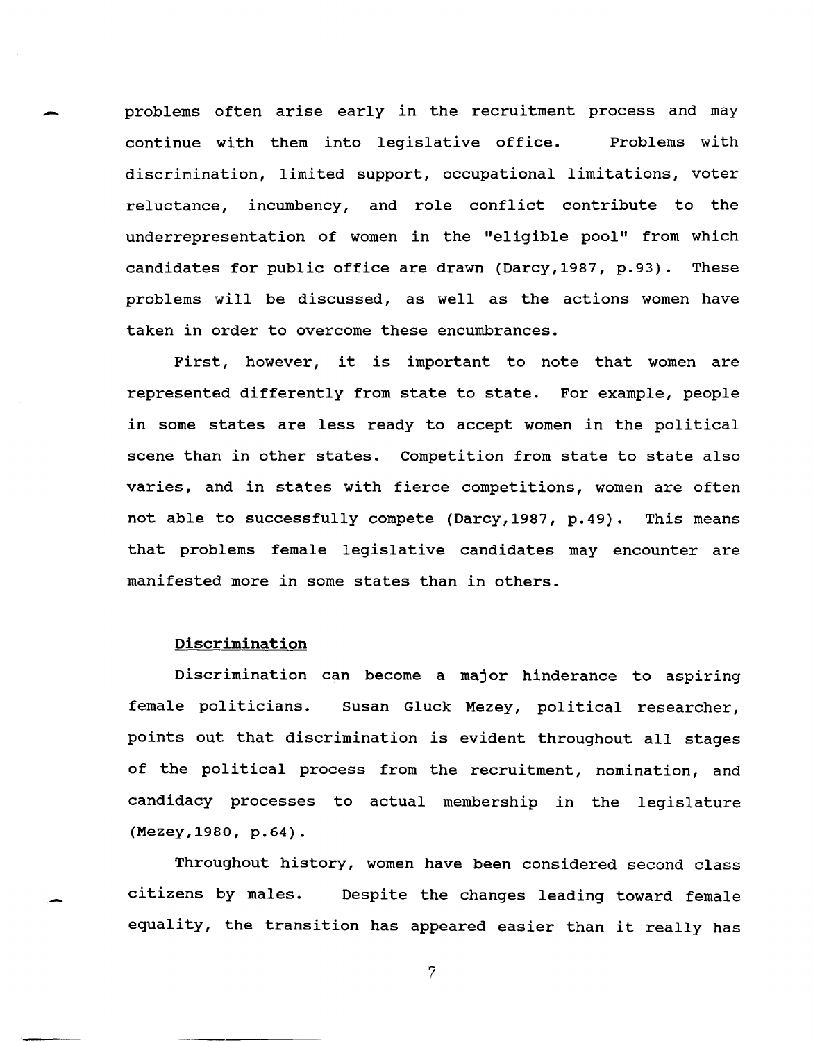problems often arise early in the recruitment process and may continue with them into legislative office. Problems with discrimination, limited support, occupational limitations, voter reluctance, incumbency, and role conflict contribute to the underrepresentation of women in the "eligible pool" from which candidates for public office are drawn (Darcy,1987, p.93). These problems will be discussed, as well as the actions women have taken in order to overcome these encumbrances.

First, however, it is important to note that women are represented differently from state to state. For example, people in some states are less ready to accept women in the political scene than in other states. Competition from state to state also varies, and in states with fierce competitions, women are often not able to successfully compete (Darcy,1987, p.49). This means that problems female legislative candidates may encounter are manifested more in some states than in others.

### Discrimination

Discrimination can become a major hinderance to aspiring female politicians. Susan Gluck Mezey, political researcher, points out that discrimination is evident throughout all stages of the political process from the recruitment, nomination, and candidacy processes to actual membership in the legislature (Mezey,1980, p.64).

Throughout history, women have been considered second class citizens by males. Despite the changes leading toward female equality, the transition has appeared easier than it really has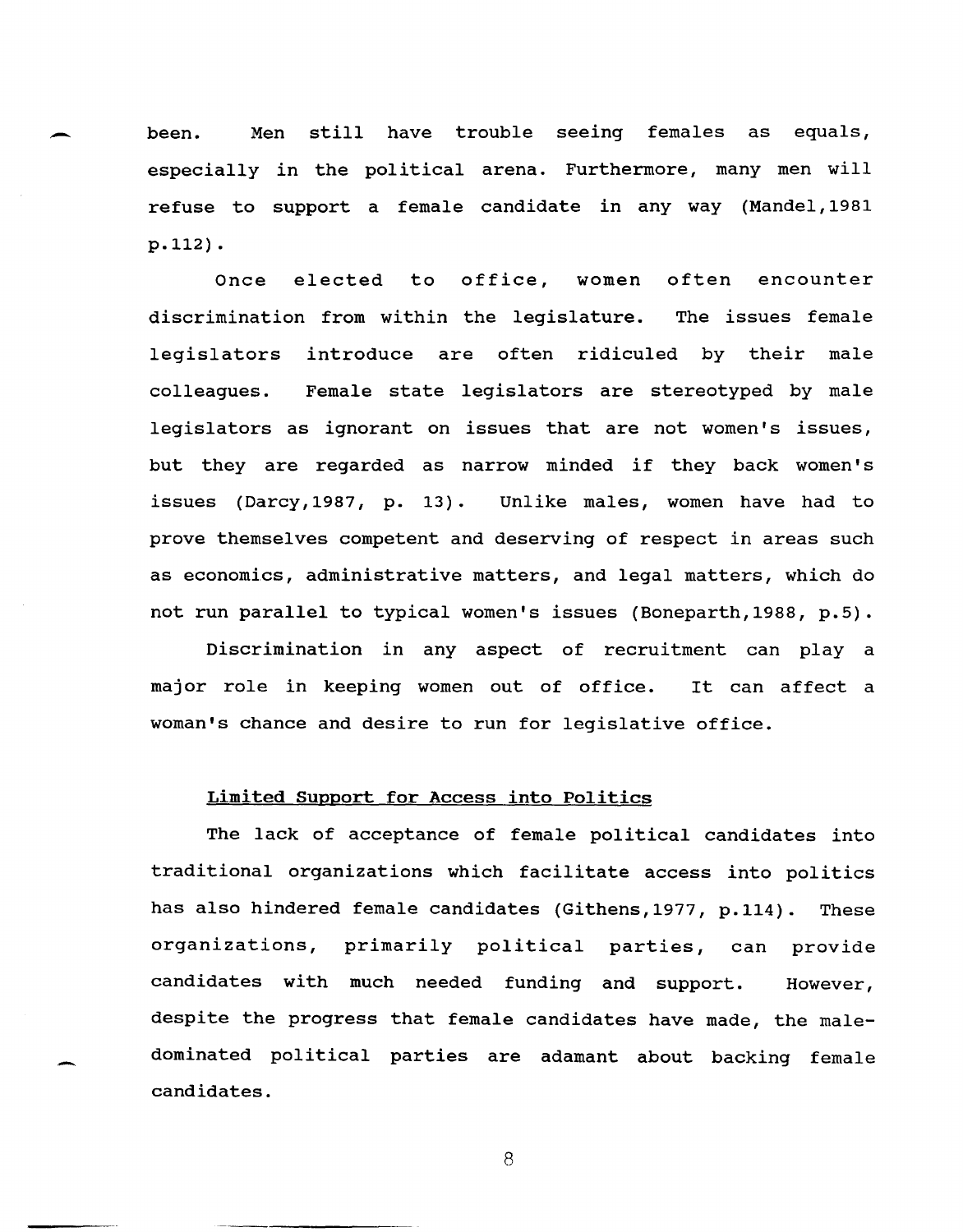been. Men still have trouble seeing females as equals, especially in the political arena. Furthermore, many men will refuse to support a female candidate in any way (Mandel,1981 p.112).

Once elected to office, women often encounter discrimination from within the legislature. The issues female legislators introduce are often ridiculed by their male colleagues. Female state legislators are stereotyped by male legislators as ignorant on issues that are not women's issues, but they are regarded as narrow minded if they back women's issues (Darcy,1987, p. 13). Unlike males, women have had to prove themselves competent and deserving of respect in areas such as economics, administrative matters, and legal matters, which do not run parallel to typical women's issues (Boneparth,1988, p.5).

Discrimination in any aspect of recruitment can play a major role in keeping women out of office. It can affect a woman's chance and desire to run for legislative office.

## Limited Support for Access into Politics

The lack of acceptance of female political candidates into traditional organizations which facilitate access into politics has also hindered female candidates (Githens,1977, p.114). These organizations, primarily political parties, can provide candidates with much needed funding and support. However, despite the progress that female candidates have made, the male-dominated political parties are adamant about backing female candidates.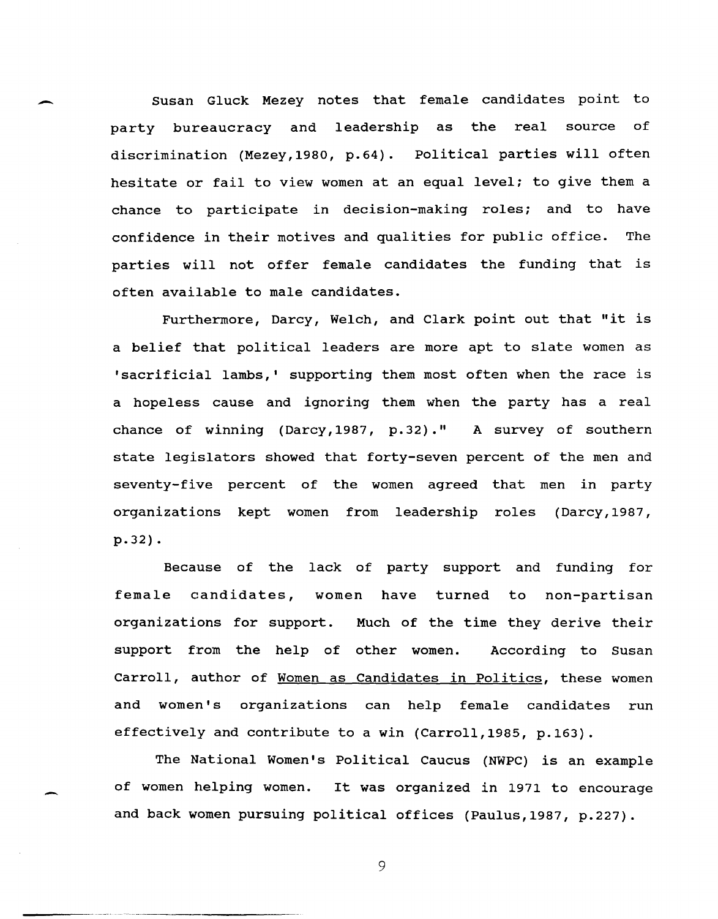Susan Gluck Mezey notes that female candidates point to party bureaucracy and leadership as the real source of discrimination (Mezey,1980, p.64). Political parties will often hesitate or fail to view women at an equal level; to give them a chance to participate in decision-making roles; and to have confidence in their motives and qualities for public office. The parties will not offer female candidates the funding that is often available to male candidates.

Furthermore, Darcy, Welch, and Clark point out that "it is a belief that political leaders are more apt to slate women as 'sacrificial lambs,' supporting them most often when the race is a hopeless cause and ignoring them when the party has a real chance of winning (Darcy,1987, p.32)." A survey of southern state legislators showed that forty-seven percent of the men and seventy-five percent of the women agreed that men in party organizations kept women from leadership roles (Darcy,1987, p.32).

Because of the lack of party support and funding for female candidates, women have turned to non-partisan organizations for support. Much of the time they derive their support from the help of other women. According to Susan Carroll, author of Women as Candidates in Politics, these women and women's organizations can help female candidates run effectively and contribute to a win (Carroll,1985, p.163).

The National Women's Political Caucus (NWPC) is an example of women helping women. It was organized in 1971 to encourage and back women pursuing political offices (Paulus,1987, p.227).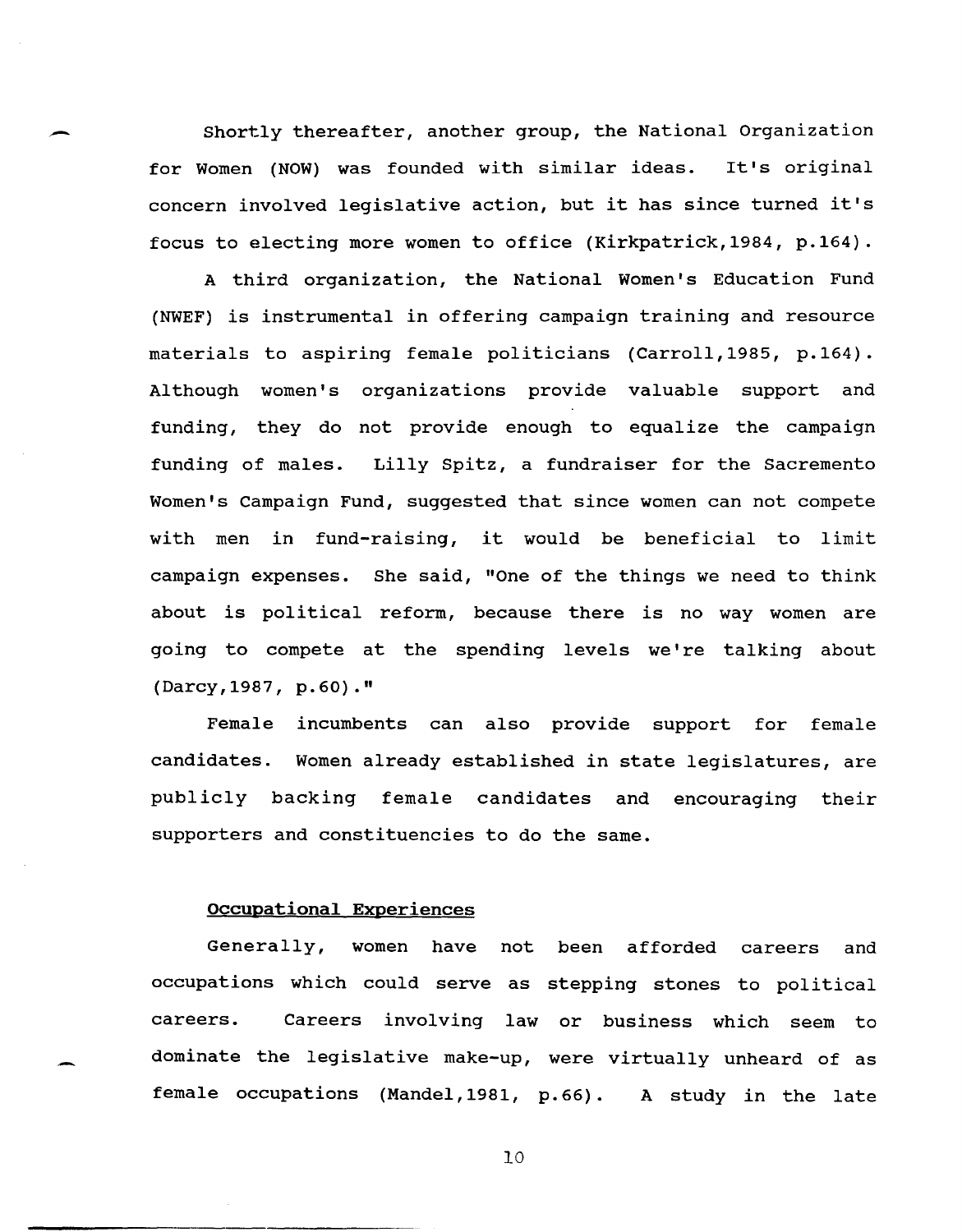Shortly thereafter, another group, the National Organization for Women (NOW) was founded with similar ideas. It's original concern involved legislative action, but it has since turned it's focus to electing more women to office (Kirkpatrick,1984, p.164).

A third organization, the National Women's Education Fund (NWEF) is instrumental in offering campaign training and resource materials to aspiring female politicians (Carroll,1985, p.164). Although women's organizations provide valuable support and funding, they do not provide enough to equalize the campaign funding of males. Lilly Spitz, a fundraiser for the Sacremento Women's Campaign Fund, suggested that since women can not compete with men in fund-raising, it would be beneficial to limit campaign expenses. She said, "One of the things we need to think about is political reform, because there is no way women are going to compete at the spending levels we're talking about (Darcy,1987, p.60)."

Female incumbents can also provide support for female candidates. Women already established in state legislatures, are publicly backing female candidates and encouraging their supporters and constituencies to do the same.

### Occupational Experiences

Generally, women have not been afforded careers and occupations which could serve as stepping stones to political careers. Careers involving law or business which seem to dominate the legislative make-up, were virtually unheard of as female occupations (Mandel,1981, p.66). A study in the late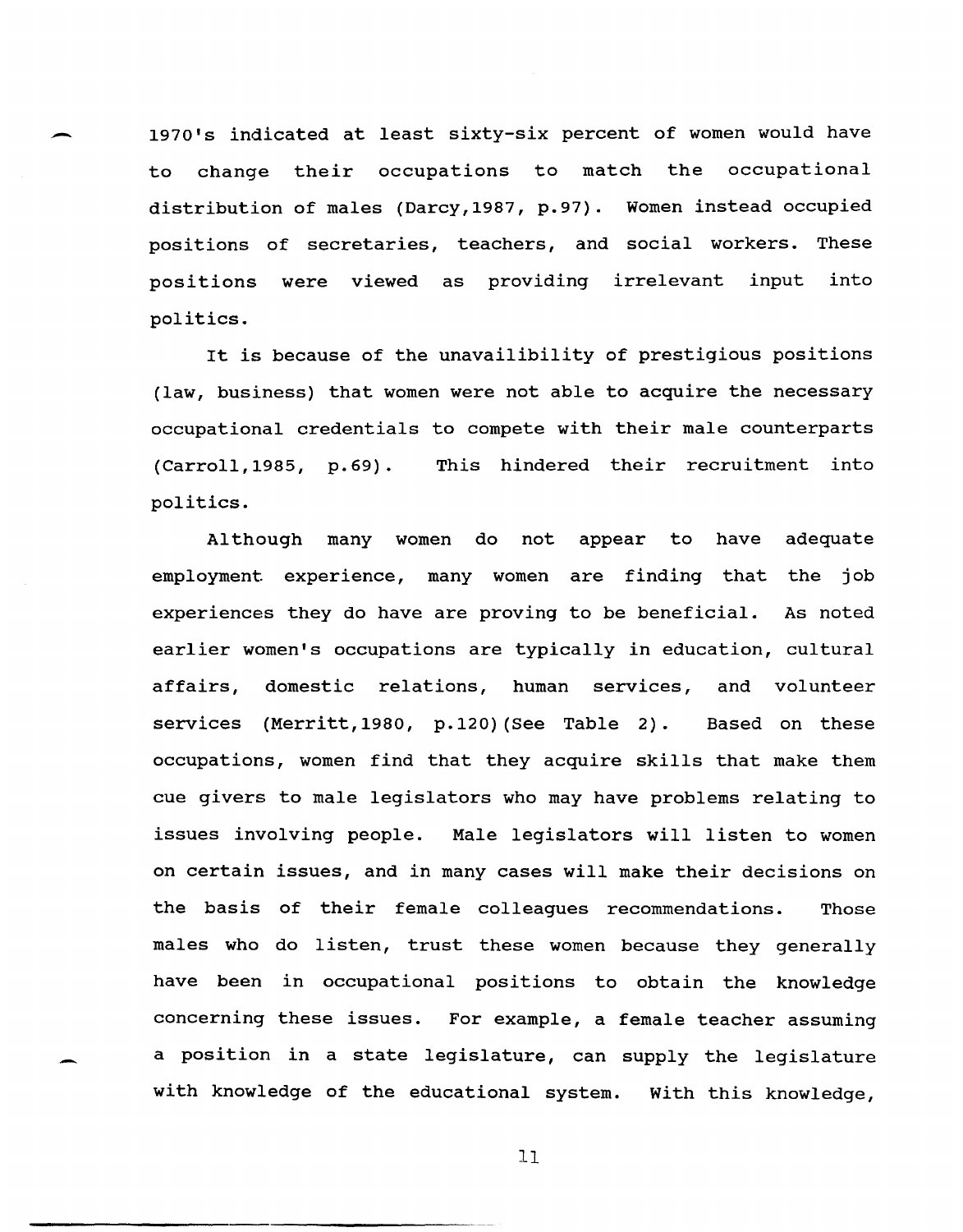1970's indicated at least sixty-six percent of women would have to change their occupations to match the occupational distribution of males (Darcy,1987, p.97). Women instead occupied positions of secretaries, teachers, and social workers. These positions were viewed as providing irrelevant input into politics.

It is because of the unavailibility of prestigious positions (law, business) that women were not able to acquire the necessary occupational credentials to compete with their male counterparts (Carroll,1985, p.69). This hindered their recruitment into politics.

Although many women do not appear to have adequate employment experience, many women are finding that the job experiences they do have are proving to be beneficial. As noted earlier women's occupations are typically in education, cultural affairs, domestic relations, human services, and volunteer services (Merritt,1980, p.120)(See Table 2). Based on these occupations, women find that they acquire skills that make them cue givers to male legislators who may have problems relating to issues involving people. Male legislators will listen to women on certain issues, and in many cases will make their decisions on the basis of their female colleagues recommendations. Those males who do listen, trust these women because they generally have been in occupational positions to obtain the knowledge concerning these issues. For example, a female teacher assuming a position in a state legislature, can supply the legislature with knowledge of the educational system. With this knowledge,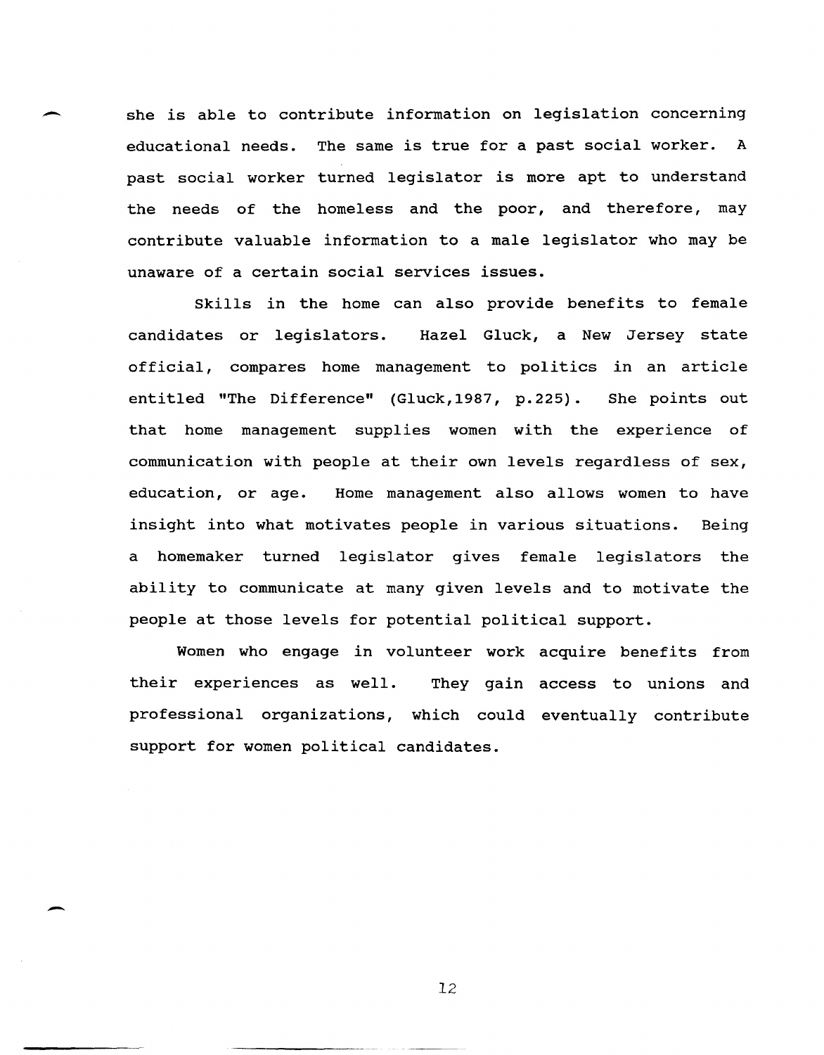she is able to contribute information on legislation concerning educational needs. The same is true for a past social worker. A past social worker turned legislator is more apt to understand the needs of the homeless and the poor, and therefore, may contribute valuable information to a male legislator who may be unaware of a certain social services issues.

Skills in the home can also provide benefits to female candidates or legislators. Hazel Gluck, a New Jersey state official, compares home management to politics in an article entitled "The Difference" (Gluck,1987, p.225). She points out that home management supplies women with the experience of communication with people at their own levels regardless of sex, education, or age. Home management also allows women to have insight into what motivates people in various situations. Being a homemaker turned legislator gives female legislators the ability to communicate at many given levels and to motivate the people at those levels for potential political support.

Women who engage in volunteer work acquire benefits from their experiences as well. They gain access to unions and professional organizations, which could eventually contribute support for women political candidates.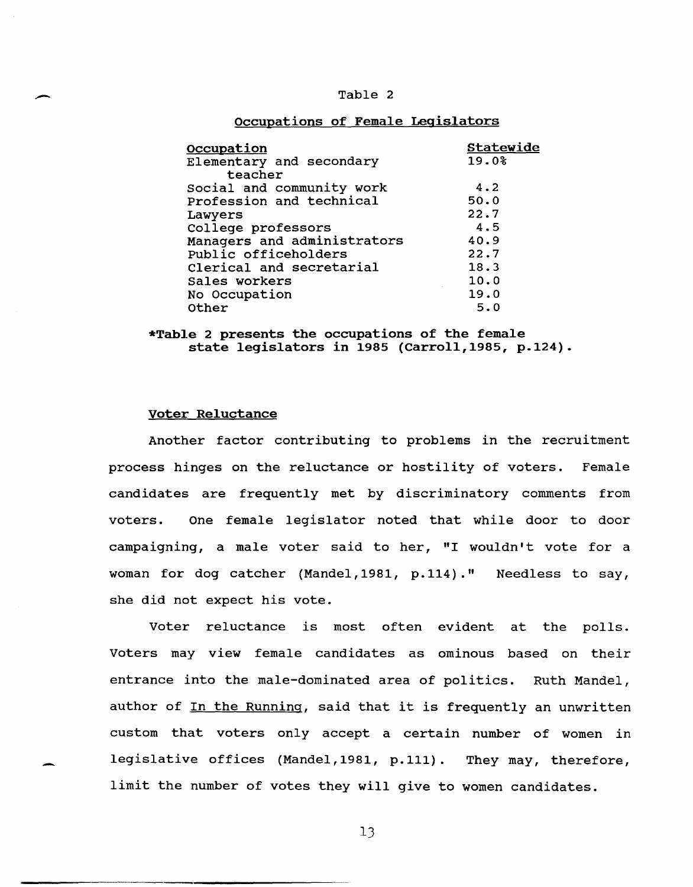Table 2

**Occupations of Female Legislators**

| Occupation | Statewide |
| --- | --- |
| Elementary and secondary teacher | 19.0% |
| Social and community work | 4.2 |
| Profession and technical | 50.0 |
| Lawyers | 22.7 |
| College professors | 4.5 |
| Managers and administrators | 40.9 |
| Public officeholders | 22.7 |
| Clerical and secretarial | 18.3 |
| Sales workers | 10.0 |
| No Occupation | 19.0 |
| Other | 5.0 |

**\*Table 2 presents the occupations of the female state legislators in 1985 (Carroll,1985, p.124).**

## Voter Reluctance

Another factor contributing to problems in the recruitment process hinges on the reluctance or hostility of voters. Female candidates are frequently met by discriminatory comments from voters. One female legislator noted that while door to door campaigning, a male voter said to her, "I wouldn't vote for a woman for dog catcher (Mandel,1981, p.114)." Needless to say, she did not expect his vote.

Voter reluctance is most often evident at the polls. Voters may view female candidates as ominous based on their entrance into the male-dominated area of politics. Ruth Mandel, author of In the Running, said that it is frequently an unwritten custom that voters only accept a certain number of women in legislative offices (Mandel,1981, p.111). They may, therefore, limit the number of votes they will give to women candidates.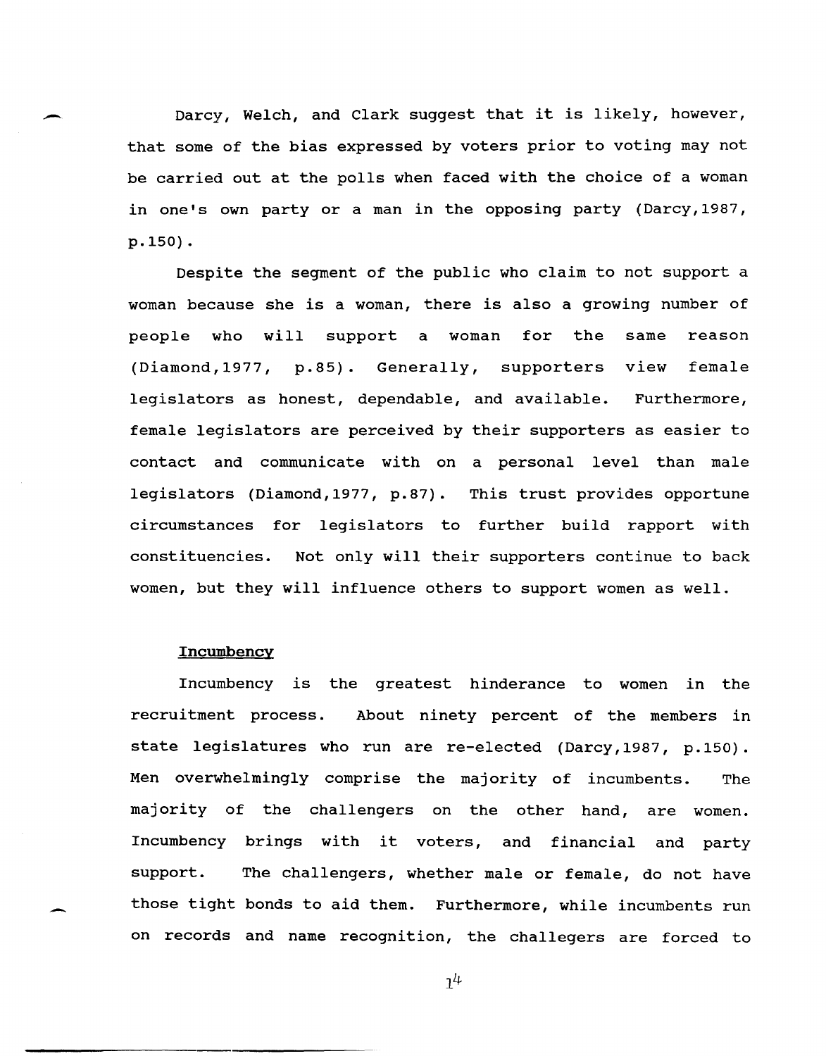Darcy, Welch, and Clark suggest that it is likely, however, that some of the bias expressed by voters prior to voting may not be carried out at the polls when faced with the choice of a woman in one's own party or a man in the opposing party (Darcy,1987, p.150).

Despite the segment of the public who claim to not support a woman because she is a woman, there is also a growing number of people who will support a woman for the same reason (Diamond,1977, p.85). Generally, supporters view female legislators as honest, dependable, and available. Furthermore, female legislators are perceived by their supporters as easier to contact and communicate with on a personal level than male legislators (Diamond,1977, p.87). This trust provides opportune circumstances for legislators to further build rapport with constituencies. Not only will their supporters continue to back women, but they will influence others to support women as well.

### Incumbency

Incumbency is the greatest hinderance to women in the recruitment process. About ninety percent of the members in state legislatures who run are re-elected (Darcy,1987, p.150). Men overwhelmingly comprise the majority of incumbents. The majority of the challengers on the other hand, are women. Incumbency brings with it voters, and financial and party support. The challengers, whether male or female, do not have those tight bonds to aid them. Furthermore, while incumbents run on records and name recognition, the challegers are forced to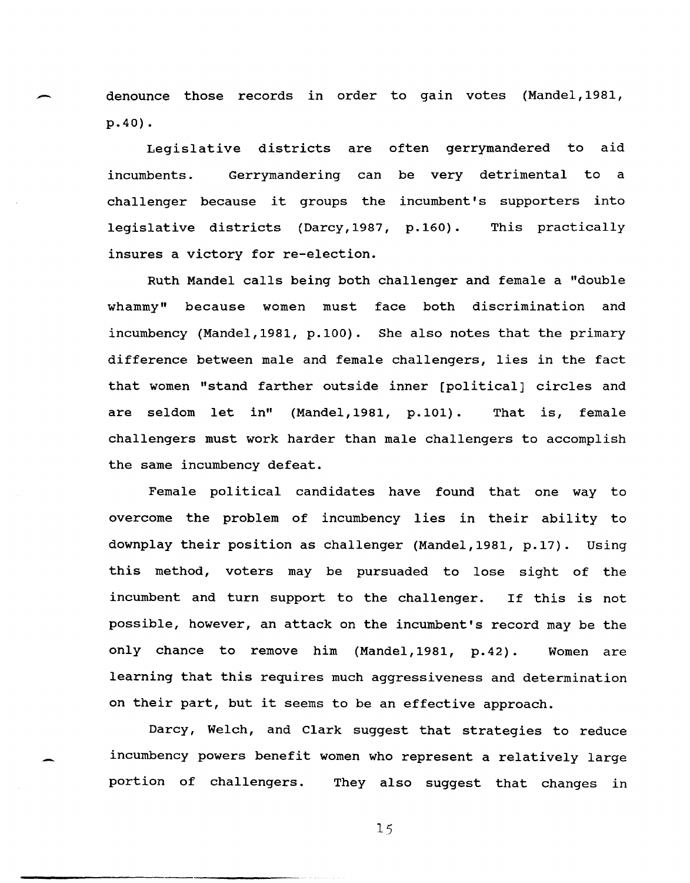denounce those records in order to gain votes (Mandel,1981, p.40).

Legislative districts are often gerrymandered to aid incumbents. Gerrymandering can be very detrimental to a challenger because it groups the incumbent's supporters into legislative districts (Darcy,1987, p.160). This practically insures a victory for re-election.

Ruth Mandel calls being both challenger and female a "double whammy" because women must face both discrimination and incumbency (Mandel,1981, p.100). She also notes that the primary difference between male and female challengers, lies in the fact that women "stand farther outside inner [political] circles and are seldom let in" (Mandel,1981, p.101). That is, female challengers must work harder than male challengers to accomplish the same incumbency defeat.

Female political candidates have found that one way to overcome the problem of incumbency lies in their ability to downplay their position as challenger (Mandel,1981, p.17). Using this method, voters may be pursuaded to lose sight of the incumbent and turn support to the challenger. If this is not possible, however, an attack on the incumbent's record may be the only chance to remove him (Mandel,1981, p.42). Women are learning that this requires much aggressiveness and determination on their part, but it seems to be an effective approach.

Darcy, Welch, and Clark suggest that strategies to reduce incumbency powers benefit women who represent a relatively large portion of challengers. They also suggest that changes in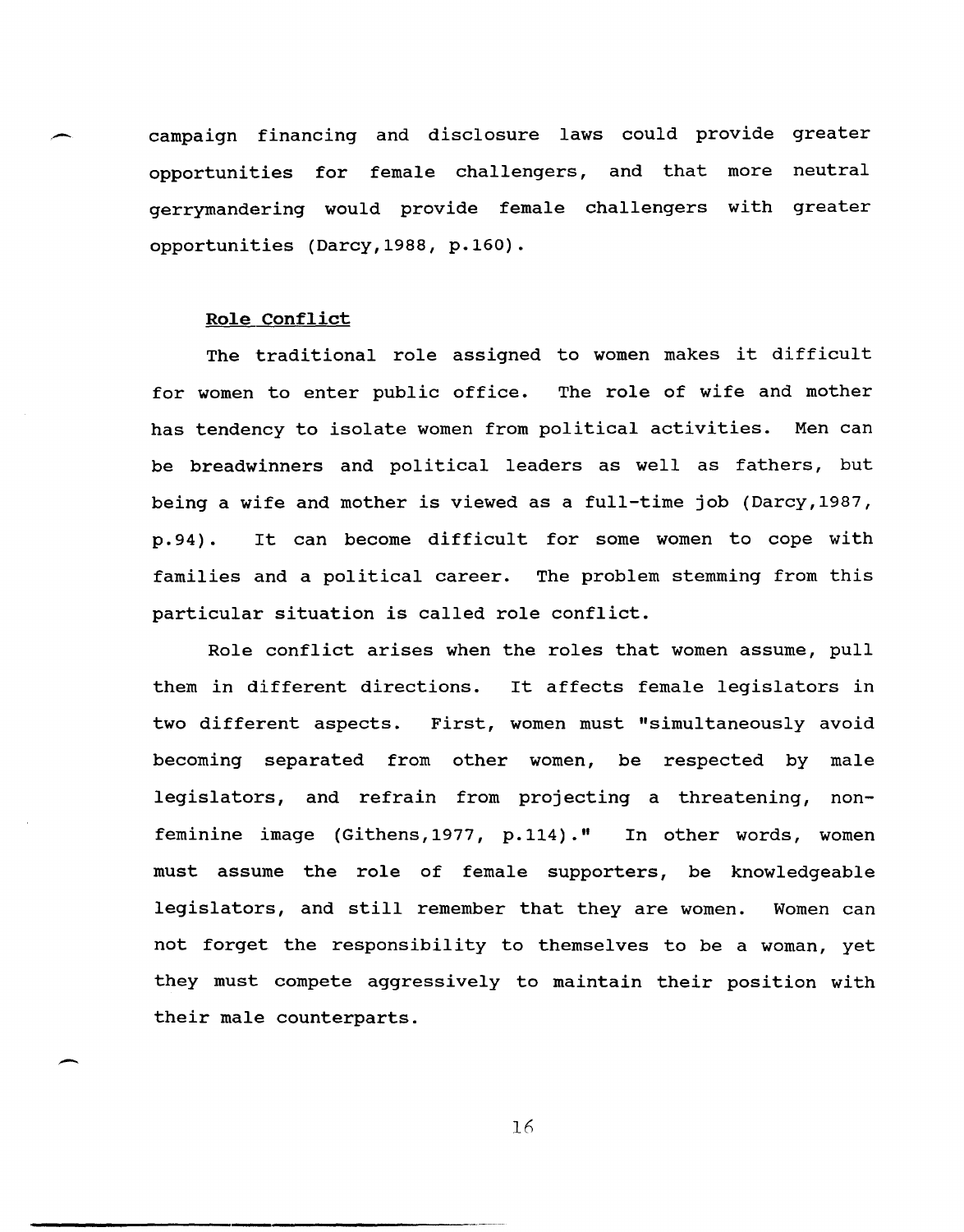campaign financing and disclosure laws could provide greater opportunities for female challengers, and that more neutral gerrymandering would provide female challengers with greater opportunities (Darcy,1988, p.160).

### Role Conflict

The traditional role assigned to women makes it difficult for women to enter public office. The role of wife and mother has tendency to isolate women from political activities. Men can be breadwinners and political leaders as well as fathers, but being a wife and mother is viewed as a full-time job (Darcy,1987, p.94). It can become difficult for some women to cope with families and a political career. The problem stemming from this particular situation is called role conflict.

Role conflict arises when the roles that women assume, pull them in different directions. It affects female legislators in two different aspects. First, women must "simultaneously avoid becoming separated from other women, be respected by male legislators, and refrain from projecting a threatening, non-feminine image (Githens,1977, p.114)." In other words, women must assume the role of female supporters, be knowledgeable legislators, and still remember that they are women. Women can not forget the responsibility to themselves to be a woman, yet they must compete aggressively to maintain their position with their male counterparts.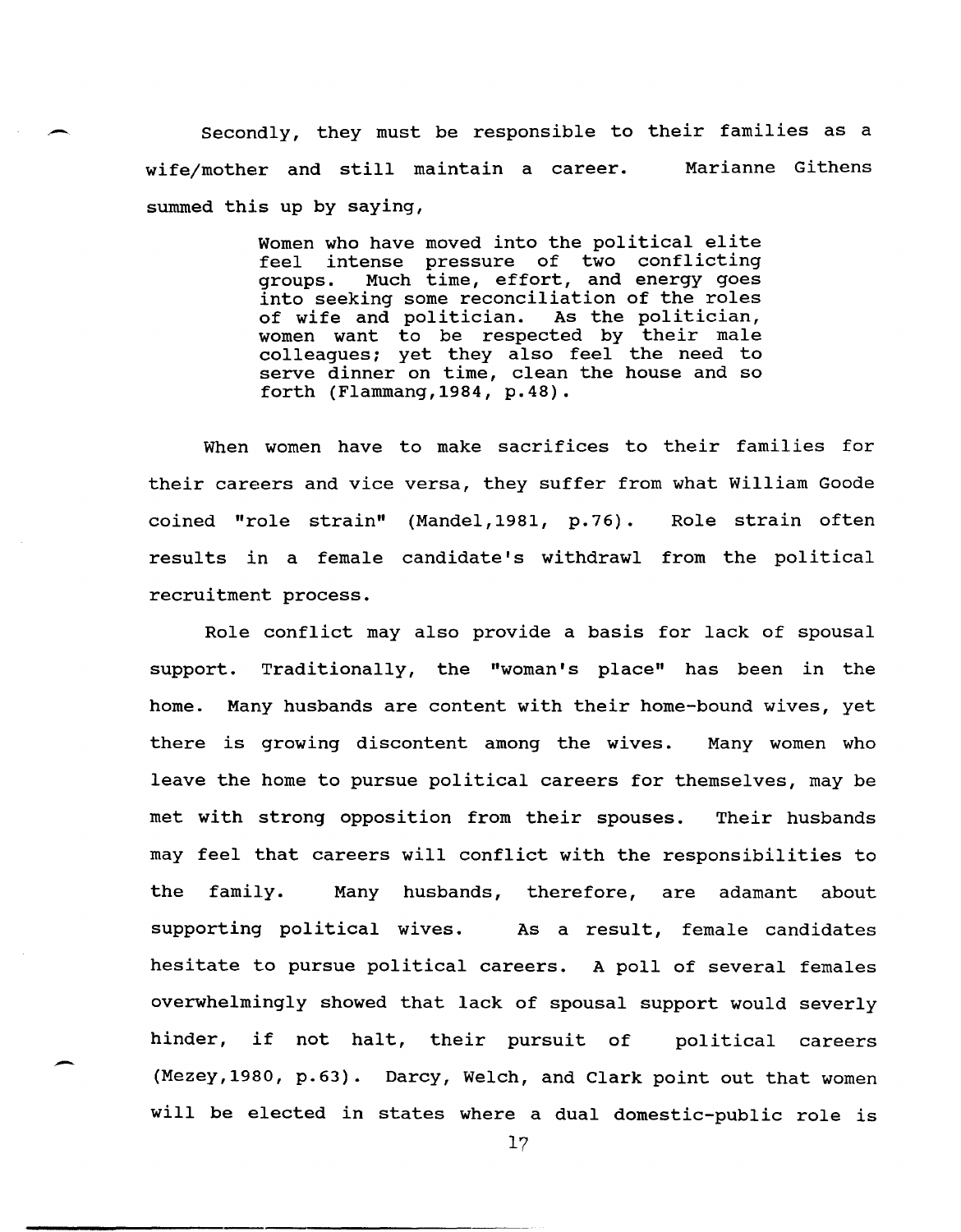Secondly, they must be responsible to their families as a wife/mother and still maintain a career. Marianne Githens summed this up by saying,

> Women who have moved into the political elite feel intense pressure of two conflicting groups. Much time, effort, and energy goes into seeking some reconciliation of the roles of wife and politician. As the politician, women want to be respected by their male colleagues; yet they also feel the need to serve dinner on time, clean the house and so forth (Flammang,1984, p.48).

When women have to make sacrifices to their families for their careers and vice versa, they suffer from what William Goode coined "role strain" (Mandel,1981, p.76). Role strain often results in a female candidate's withdrawl from the political recruitment process.

Role conflict may also provide a basis for lack of spousal support. Traditionally, the "woman's place" has been in the home. Many husbands are content with their home-bound wives, yet there is growing discontent among the wives. Many women who leave the home to pursue political careers for themselves, may be met with strong opposition from their spouses. Their husbands may feel that careers will conflict with the responsibilities to the family. Many husbands, therefore, are adamant about supporting political wives. As a result, female candidates hesitate to pursue political careers. A poll of several females overwhelmingly showed that lack of spousal support would severly hinder, if not halt, their pursuit of political careers (Mezey,1980, p.63). Darcy, Welch, and Clark point out that women will be elected in states where a dual domestic-public role is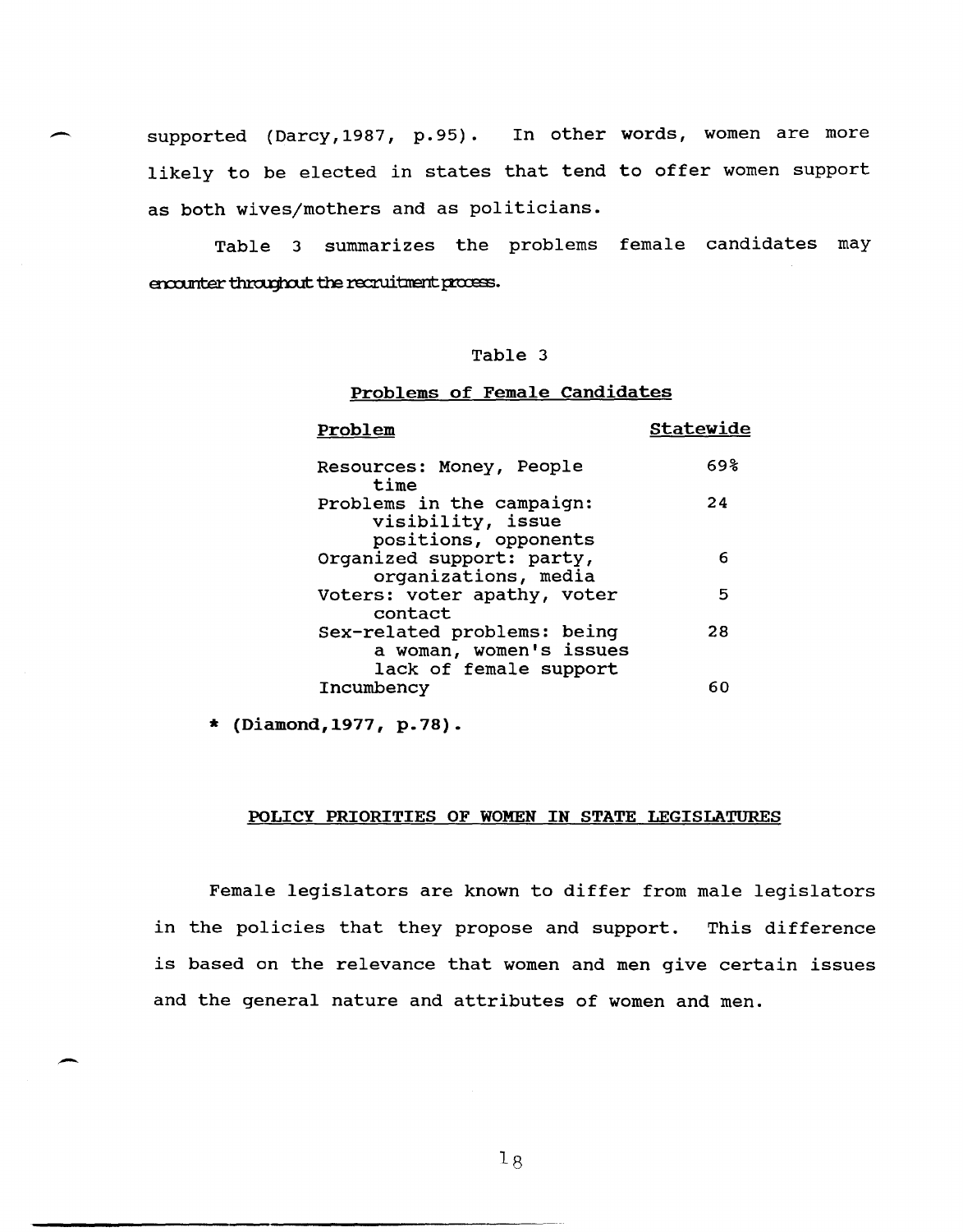supported (Darcy,1987, p.95). In other words, women are more likely to be elected in states that tend to offer women support as both wives/mothers and as politicians.

Table 3 summarizes the problems female candidates may encounter throughout the recruitment process.

Table 3

Problems of Female Candidates

| Problem | Statewide |
|---|---|
| Resources: Money, People time | 69% |
| Problems in the campaign: visibility, issue positions, opponents | 24 |
| Organized support: party, organizations, media | 6 |
| Voters: voter apathy, voter contact | 5 |
| Sex-related problems: being a woman, women's issues lack of female support | 28 |
| Incumbency | 60 |

**\* (Diamond,1977, p.78).**

## POLICY PRIORITIES OF WOMEN IN STATE LEGISLATURES

Female legislators are known to differ from male legislators in the policies that they propose and support. This difference is based on the relevance that women and men give certain issues and the general nature and attributes of women and men.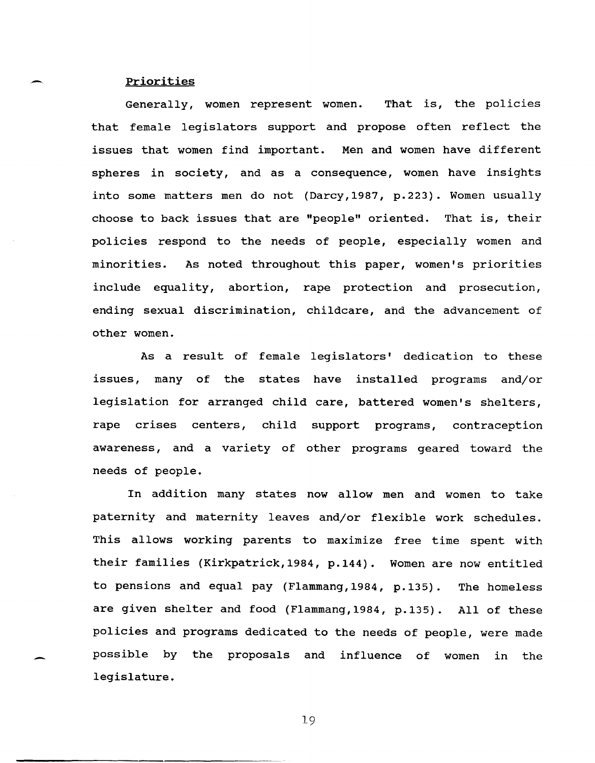## Priorities

Generally, women represent women. That is, the policies that female legislators support and propose often reflect the issues that women find important. Men and women have different spheres in society, and as a consequence, women have insights into some matters men do not (Darcy,1987, p.223). Women usually choose to back issues that are "people" oriented. That is, their policies respond to the needs of people, especially women and minorities. As noted throughout this paper, women's priorities include equality, abortion, rape protection and prosecution, ending sexual discrimination, childcare, and the advancement of other women.

As a result of female legislators' dedication to these issues, many of the states have installed programs and/or legislation for arranged child care, battered women's shelters, rape crises centers, child support programs, contraception awareness, and a variety of other programs geared toward the needs of people.

In addition many states now allow men and women to take paternity and maternity leaves and/or flexible work schedules. This allows working parents to maximize free time spent with their families (Kirkpatrick,1984, p.144). Women are now entitled to pensions and equal pay (Flammang,1984, p.135). The homeless are given shelter and food (Flammang,1984, p.135). All of these policies and programs dedicated to the needs of people, were made possible by the proposals and influence of women in the legislature.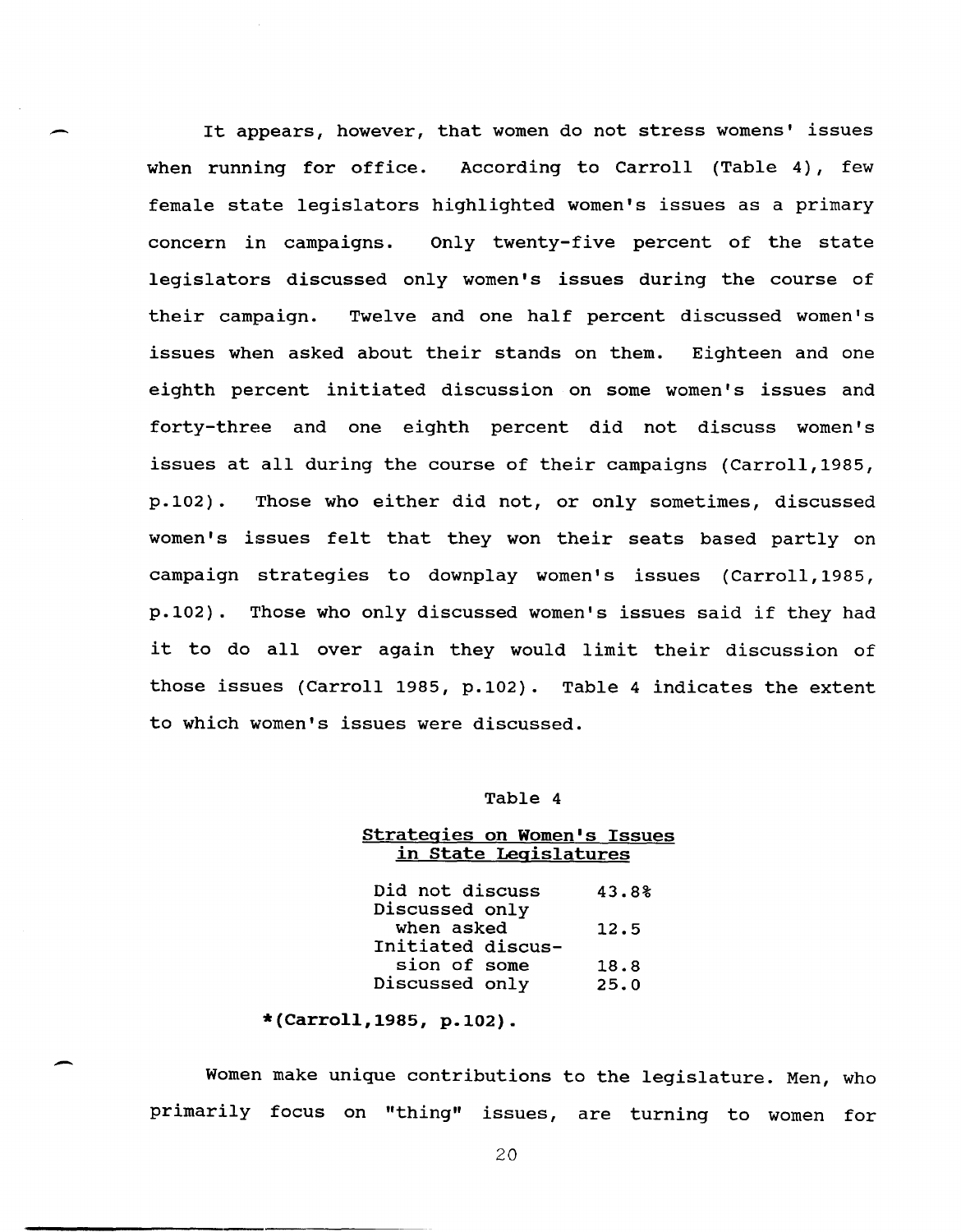It appears, however, that women do not stress womens' issues when running for office. According to Carroll (Table 4), few female state legislators highlighted women's issues as a primary concern in campaigns. Only twenty-five percent of the state legislators discussed only women's issues during the course of their campaign. Twelve and one half percent discussed women's issues when asked about their stands on them. Eighteen and one eighth percent initiated discussion on some women's issues and forty-three and one eighth percent did not discuss women's issues at all during the course of their campaigns (Carroll,1985, p.102). Those who either did not, or only sometimes, discussed women's issues felt that they won their seats based partly on campaign strategies to downplay women's issues (Carroll,1985, p.102). Those who only discussed women's issues said if they had it to do all over again they would limit their discussion of those issues (Carroll 1985, p.102). Table 4 indicates the extent to which women's issues were discussed.

Table 4

Strategies on Women's Issues in State Legislatures

| | |
|---|---|
| Did not discuss | 43.8% |
| Discussed only when asked | 12.5 |
| Initiated discussion of some | 18.8 |
| Discussed only | 25.0 |

**\*(Carroll,1985, p.102).**

Women make unique contributions to the legislature. Men, who primarily focus on "thing" issues, are turning to women for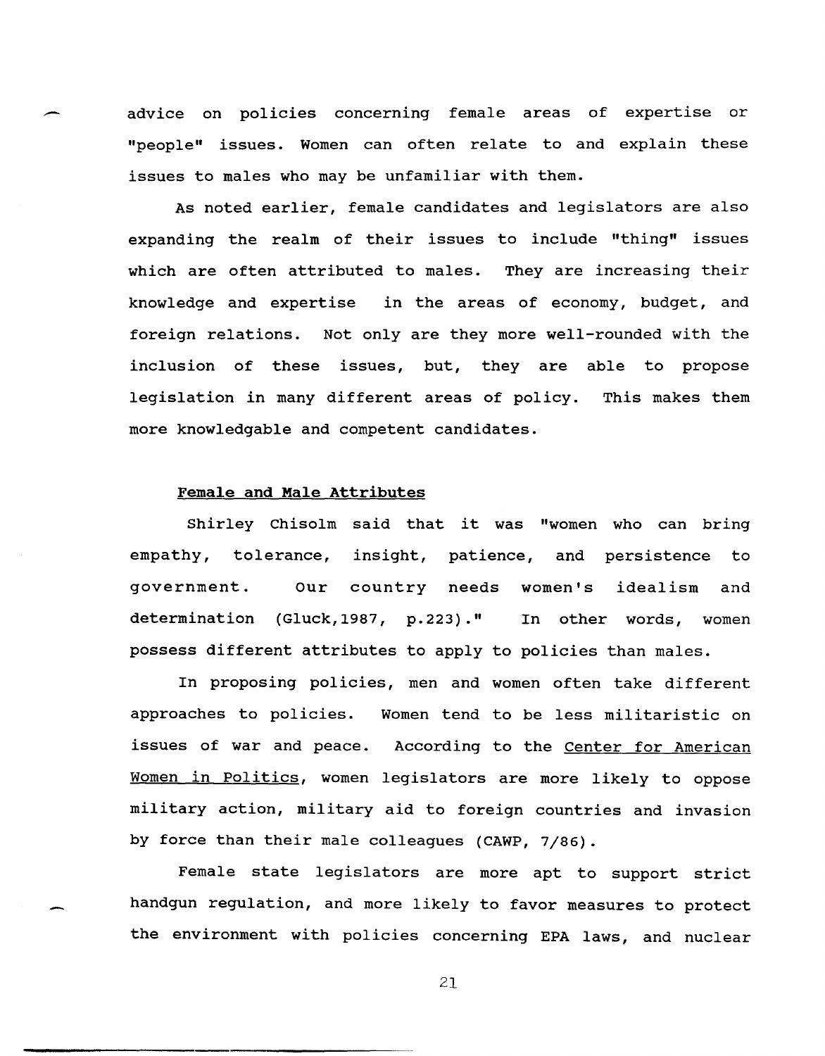advice on policies concerning female areas of expertise or "people" issues. Women can often relate to and explain these issues to males who may be unfamiliar with them.

As noted earlier, female candidates and legislators are also expanding the realm of their issues to include "thing" issues which are often attributed to males. They are increasing their knowledge and expertise in the areas of economy, budget, and foreign relations. Not only are they more well-rounded with the inclusion of these issues, but, they are able to propose legislation in many different areas of policy. This makes them more knowledgable and competent candidates.

## Female and Male Attributes

Shirley Chisolm said that it was "women who can bring empathy, tolerance, insight, patience, and persistence to government. Our country needs women's idealism and determination (Gluck,1987, p.223)." In other words, women possess different attributes to apply to policies than males.

In proposing policies, men and women often take different approaches to policies. Women tend to be less militaristic on issues of war and peace. According to the Center for American Women in Politics, women legislators are more likely to oppose military action, military aid to foreign countries and invasion by force than their male colleagues (CAWP, 7/86).

Female state legislators are more apt to support strict handgun regulation, and more likely to favor measures to protect the environment with policies concerning EPA laws, and nuclear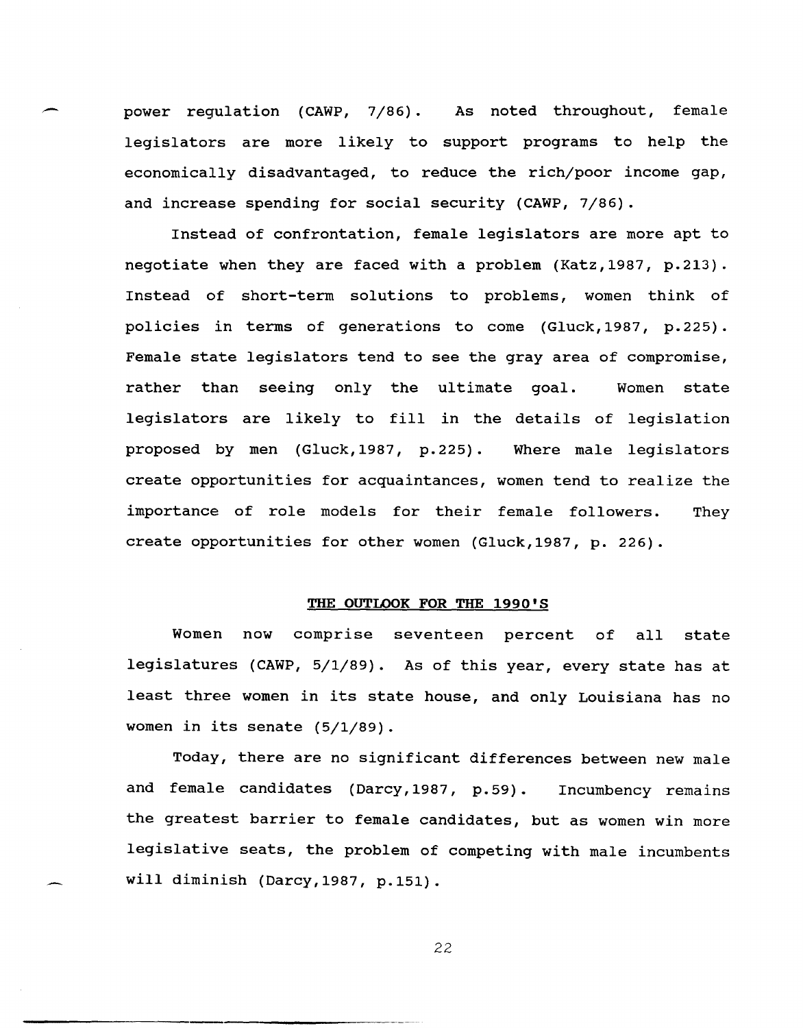power regulation (CAWP, 7/86). As noted throughout, female legislators are more likely to support programs to help the economically disadvantaged, to reduce the rich/poor income gap, and increase spending for social security (CAWP, 7/86).

Instead of confrontation, female legislators are more apt to negotiate when they are faced with a problem (Katz,1987, p.213). Instead of short-term solutions to problems, women think of policies in terms of generations to come (Gluck,1987, p.225). Female state legislators tend to see the gray area of compromise, rather than seeing only the ultimate goal. Women state legislators are likely to fill in the details of legislation proposed by men (Gluck,1987, p.225). Where male legislators create opportunities for acquaintances, women tend to realize the importance of role models for their female followers. They create opportunities for other women (Gluck,1987, p. 226).

## THE OUTLOOK FOR THE 1990'S

Women now comprise seventeen percent of all state legislatures (CAWP, 5/1/89). As of this year, every state has at least three women in its state house, and only Louisiana has no women in its senate (5/1/89).

Today, there are no significant differences between new male and female candidates (Darcy,1987, p.59). Incumbency remains the greatest barrier to female candidates, but as women win more legislative seats, the problem of competing with male incumbents will diminish (Darcy,1987, p.151).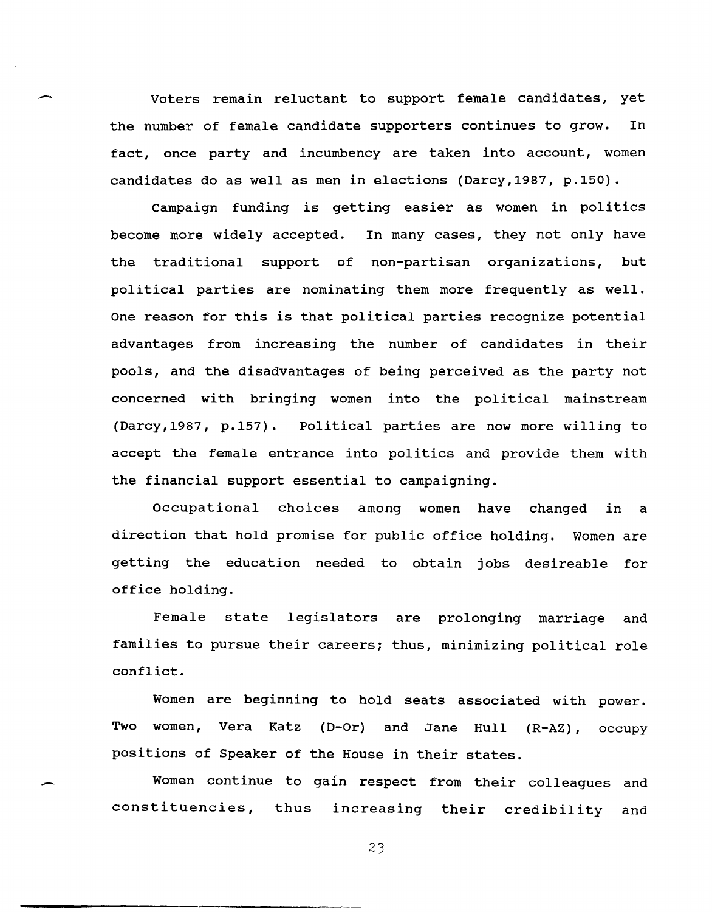Voters remain reluctant to support female candidates, yet the number of female candidate supporters continues to grow. In fact, once party and incumbency are taken into account, women candidates do as well as men in elections (Darcy,1987, p.150).

Campaign funding is getting easier as women in politics become more widely accepted. In many cases, they not only have the traditional support of non-partisan organizations, but political parties are nominating them more frequently as well. One reason for this is that political parties recognize potential advantages from increasing the number of candidates in their pools, and the disadvantages of being perceived as the party not concerned with bringing women into the political mainstream (Darcy,1987, p.157). Political parties are now more willing to accept the female entrance into politics and provide them with the financial support essential to campaigning.

Occupational choices among women have changed in a direction that hold promise for public office holding. Women are getting the education needed to obtain jobs desireable for office holding.

Female state legislators are prolonging marriage and families to pursue their careers; thus, minimizing political role conflict.

Women are beginning to hold seats associated with power. Two women, Vera Katz (D-Or) and Jane Hull (R-AZ), occupy positions of Speaker of the House in their states.

Women continue to gain respect from their colleagues and constituencies, thus increasing their credibility and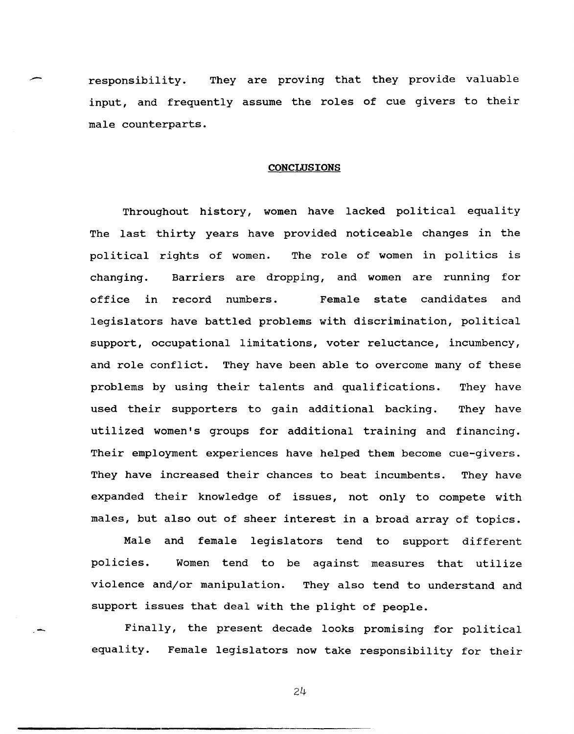responsibility. They are proving that they provide valuable input, and frequently assume the roles of cue givers to their male counterparts.

## CONCLUSIONS

Throughout history, women have lacked political equality The last thirty years have provided noticeable changes in the political rights of women. The role of women in politics is changing. Barriers are dropping, and women are running for office in record numbers. Female state candidates and legislators have battled problems with discrimination, political support, occupational limitations, voter reluctance, incumbency, and role conflict. They have been able to overcome many of these problems by using their talents and qualifications. They have used their supporters to gain additional backing. They have utilized women's groups for additional training and financing. Their employment experiences have helped them become cue-givers. They have increased their chances to beat incumbents. They have expanded their knowledge of issues, not only to compete with males, but also out of sheer interest in a broad array of topics.

Male and female legislators tend to support different policies. Women tend to be against measures that utilize violence and/or manipulation. They also tend to understand and support issues that deal with the plight of people.

Finally, the present decade looks promising for political equality. Female legislators now take responsibility for their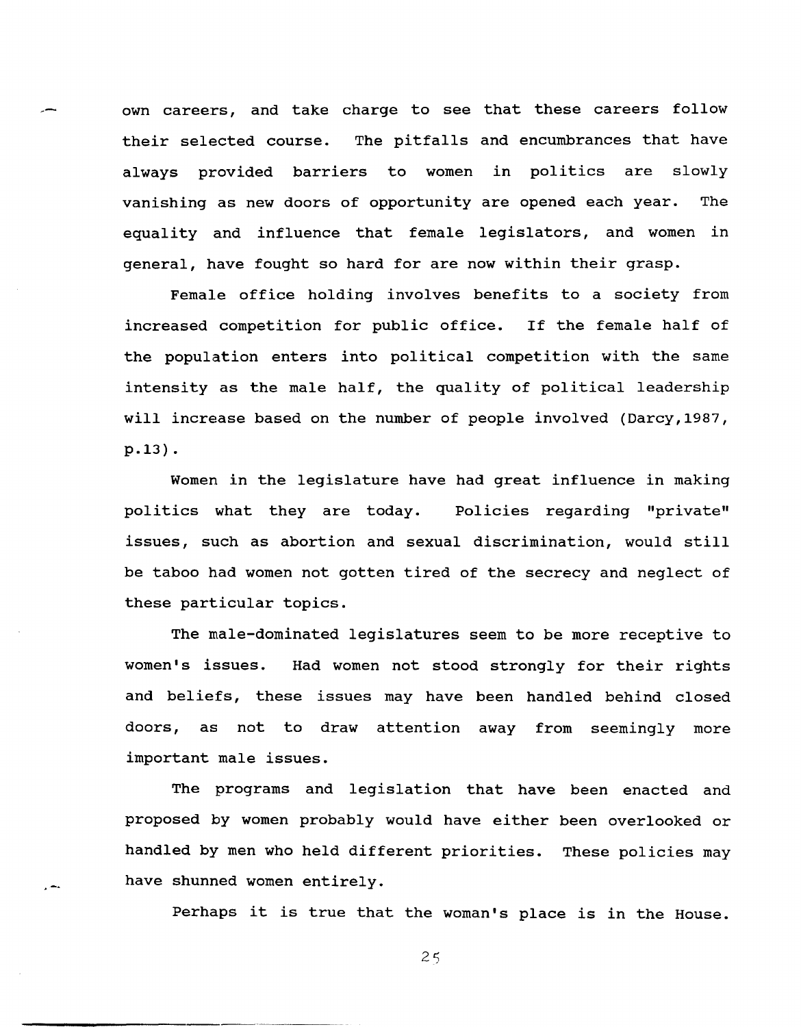own careers, and take charge to see that these careers follow their selected course. The pitfalls and encumbrances that have always provided barriers to women in politics are slowly vanishing as new doors of opportunity are opened each year. The equality and influence that female legislators, and women in general, have fought so hard for are now within their grasp.

Female office holding involves benefits to a society from increased competition for public office. If the female half of the population enters into political competition with the same intensity as the male half, the quality of political leadership will increase based on the number of people involved (Darcy,1987, p.13).

Women in the legislature have had great influence in making politics what they are today. Policies regarding "private" issues, such as abortion and sexual discrimination, would still be taboo had women not gotten tired of the secrecy and neglect of these particular topics.

The male-dominated legislatures seem to be more receptive to women's issues. Had women not stood strongly for their rights and beliefs, these issues may have been handled behind closed doors, as not to draw attention away from seemingly more important male issues.

The programs and legislation that have been enacted and proposed by women probably would have either been overlooked or handled by men who held different priorities. These policies may have shunned women entirely.

Perhaps it is true that the woman's place is in the House.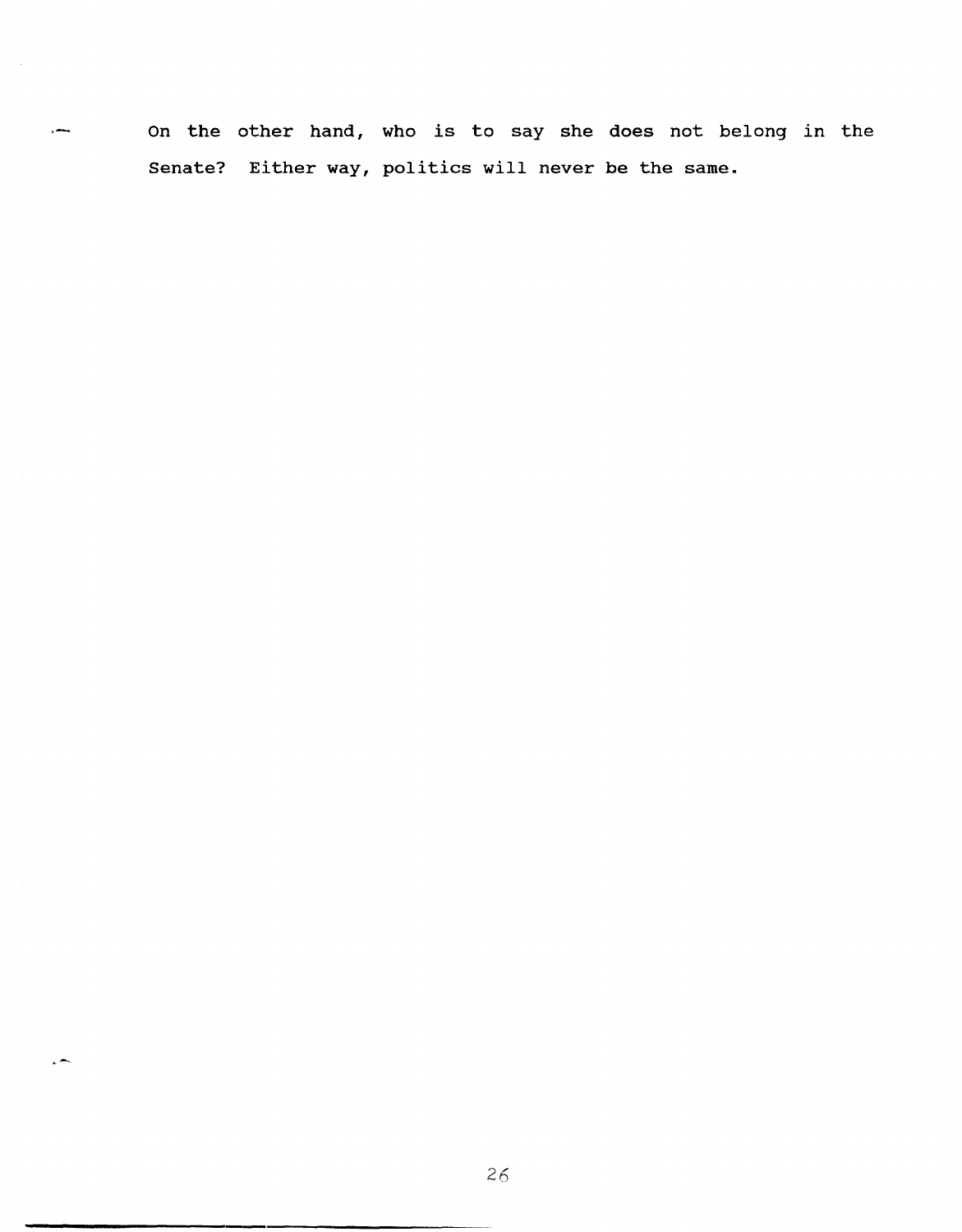On the other hand, who is to say she does not belong in the Senate? Either way, politics will never be the same.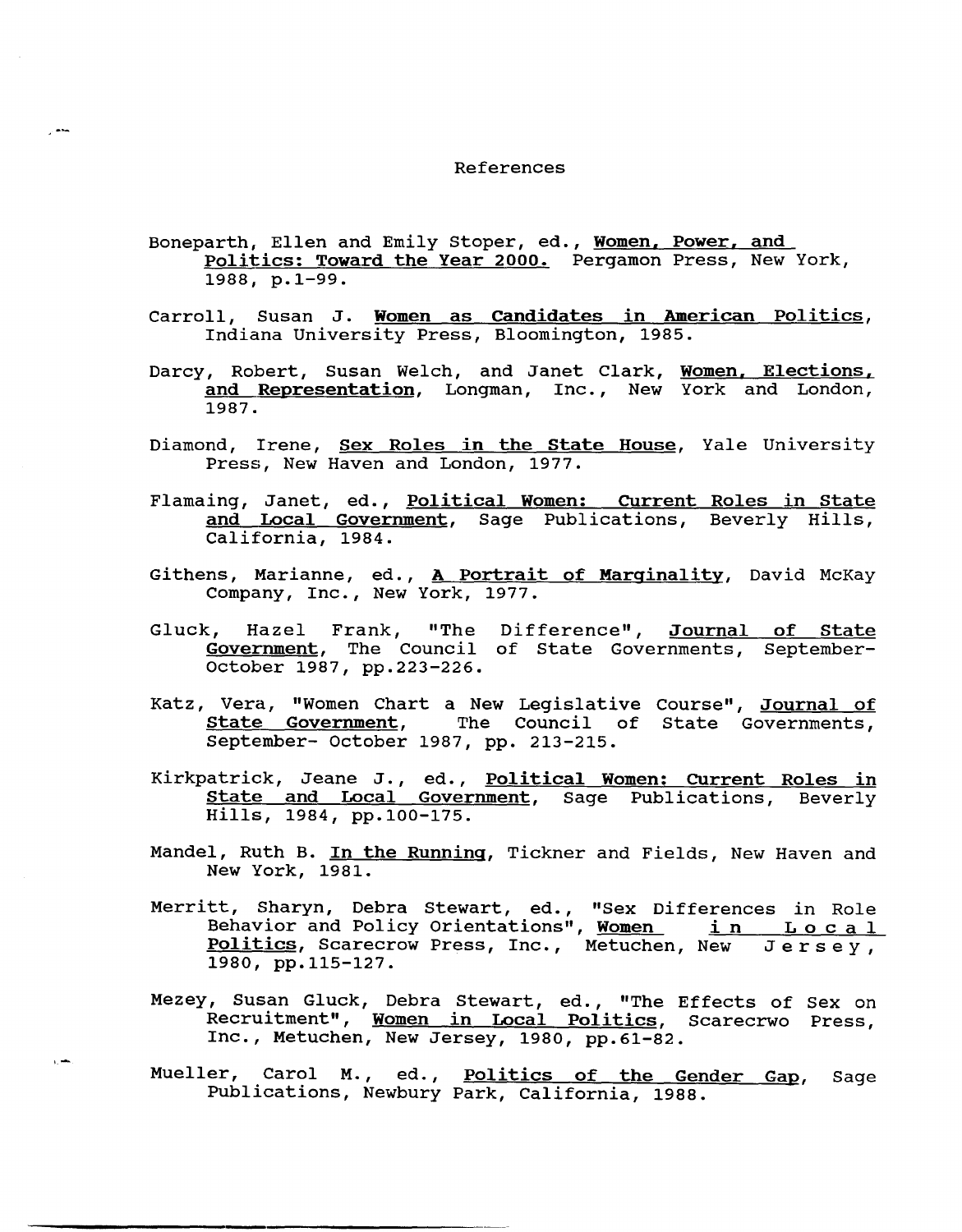# References

Boneparth, Ellen and Emily Stoper, ed., Women, Power, and Politics: Toward the Year 2000. Pergamon Press, New York, 1988, p.1-99.

Carroll, Susan J. Women as Candidates in American Politics, Indiana University Press, Bloomington, 1985.

Darcy, Robert, Susan Welch, and Janet Clark, Women, Elections, and Representation, Longman, Inc., New York and London, 1987.

Diamond, Irene, Sex Roles in the State House, Yale University Press, New Haven and London, 1977.

Flamaing, Janet, ed., Political Women: Current Roles in State and Local Government, Sage Publications, Beverly Hills, California, 1984.

Githens, Marianne, ed., A Portrait of Marginality, David McKay Company, Inc., New York, 1977.

Gluck, Hazel Frank, "The Difference", Journal of State Government, The Council of State Governments, September-October 1987, pp.223-226.

Katz, Vera, "Women Chart a New Legislative Course", Journal of State Government, The Council of State Governments, September- October 1987, pp. 213-215.

Kirkpatrick, Jeane J., ed., Political Women: Current Roles in State and Local Government, Sage Publications, Beverly Hills, 1984, pp.100-175.

Mandel, Ruth B. In the Running, Tickner and Fields, New Haven and New York, 1981.

Merritt, Sharyn, Debra Stewart, ed., "Sex Differences in Role Behavior and Policy Orientations", Women in Local Politics, Scarecrow Press, Inc., Metuchen, New Jersey, 1980, pp.115-127.

Mezey, Susan Gluck, Debra Stewart, ed., "The Effects of Sex on Recruitment", Women in Local Politics, Scarecrwo Press, Inc., Metuchen, New Jersey, 1980, pp.61-82.

Mueller, Carol M., ed., Politics of the Gender Gap, Sage Publications, Newbury Park, California, 1988.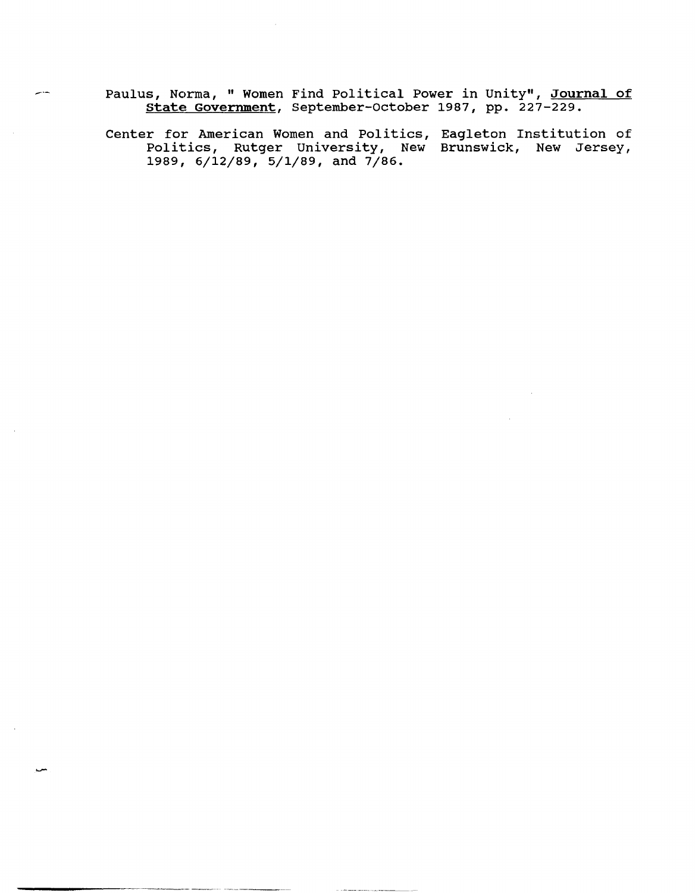Paulus, Norma, " Women Find Political Power in Unity", Journal of State Government, September-October 1987, pp. 227-229.

Center for American Women and Politics, Eagleton Institution of Politics, Rutger University, New Brunswick, New Jersey, 1989, 6/12/89, 5/1/89, and 7/86.